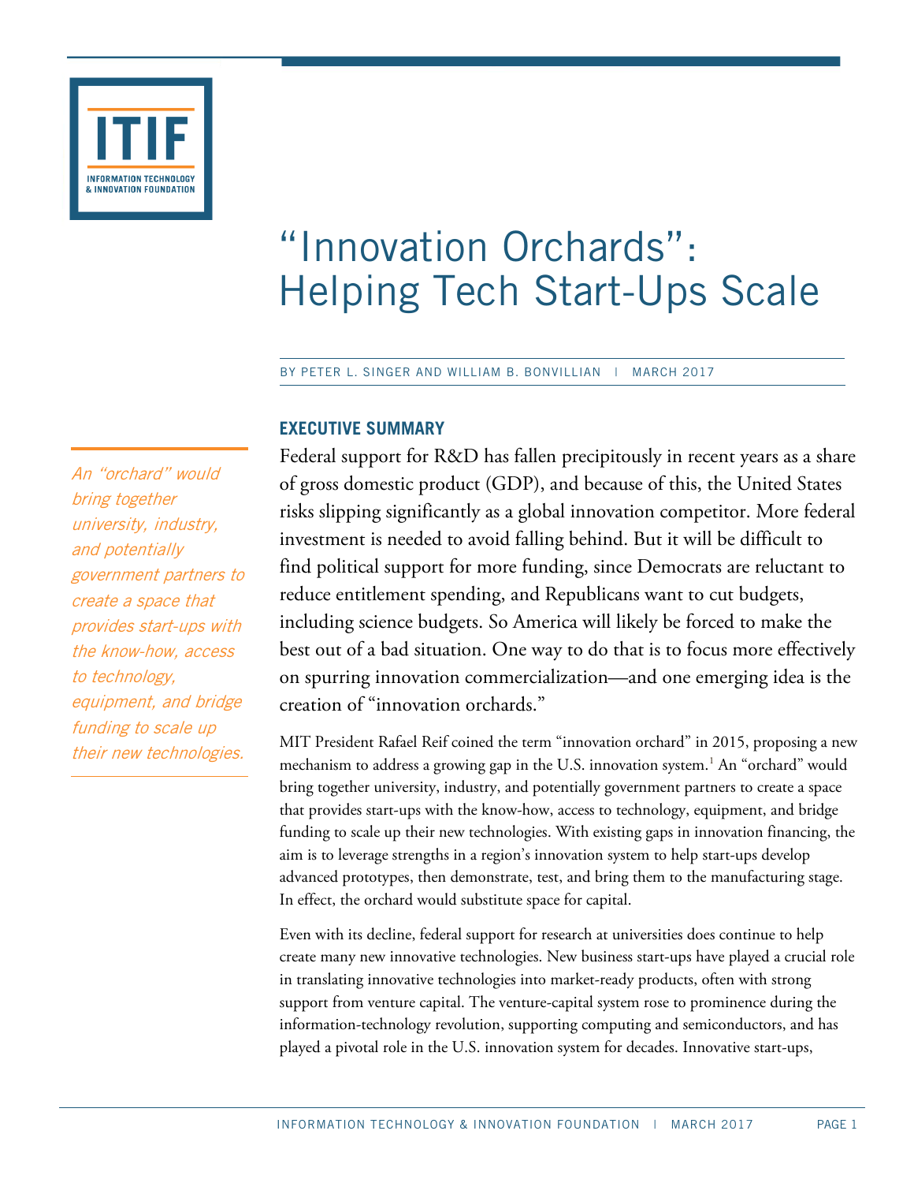# "Innovation Orchards": Helping Tech Start-Ups Scale

BY PETER L. SINGER AND WILLIAM B. BONVILLIAN | MARCH 2017

*An "orchard" would bring together university, industry, and potentially government partners to create a space that provides start-ups with the know-how, access to technology, equipment, and bridge funding to scale up their new technologies.*

## EXECUTIVE SUMMARY

Federal support for R&D has fallen precipitously in recent years as a share of gross domestic product (GDP), and because of this, the United States risks slipping significantly as a global innovation competitor. More federal investment is needed to avoid falling behind. But it will be difficult to find political support for more funding, since Democrats are reluctant to reduce entitlement spending, and Republicans want to cut budgets, including science budgets. So America will likely be forced to make the best out of a bad situation. One way to do that is to focus more effectively on spurring innovation commercialization—and one emerging idea is the creation of "innovation orchards."

MIT President Rafael Reif coined the term "innovation orchard" in 2015, proposing a new mechanism to address a growing gap in the U.S. innovation system.[1] An "orchard" would bring together university, industry, and potentially government partners to create a space that provides start-ups with the know-how, access to technology, equipment, and bridge funding to scale up their new technologies. With existing gaps in innovation financing, the aim is to leverage strengths in a region's innovation system to help start-ups develop advanced prototypes, then demonstrate, test, and bring them to the manufacturing stage. In effect, the orchard would substitute space for capital.

Even with its decline, federal support for research at universities does continue to help create many new innovative technologies. New business start-ups have played a crucial role in translating innovative technologies into market-ready products, often with strong support from venture capital. The venture-capital system rose to prominence during the information-technology revolution, supporting computing and semiconductors, and has played a pivotal role in the U.S. innovation system for decades. Innovative start-ups,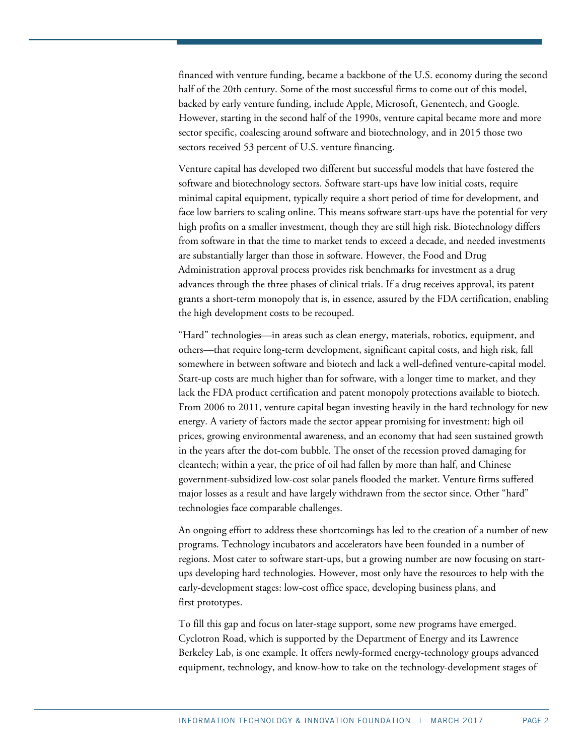financed with venture funding, became a backbone of the U.S. economy during the second half of the 20th century. Some of the most successful firms to come out of this model, backed by early venture funding, include Apple, Microsoft, Genentech, and Google. However, starting in the second half of the 1990s, venture capital became more and more sector specific, coalescing around software and biotechnology, and in 2015 those two sectors received 53 percent of U.S. venture financing.

Venture capital has developed two different but successful models that have fostered the software and biotechnology sectors. Software start-ups have low initial costs, require minimal capital equipment, typically require a short period of time for development, and face low barriers to scaling online. This means software start-ups have the potential for very high profits on a smaller investment, though they are still high risk. Biotechnology differs from software in that the time to market tends to exceed a decade, and needed investments are substantially larger than those in software. However, the Food and Drug Administration approval process provides risk benchmarks for investment as a drug advances through the three phases of clinical trials. If a drug receives approval, its patent grants a short-term monopoly that is, in essence, assured by the FDA certification, enabling the high development costs to be recouped.

"Hard" technologies—in areas such as clean energy, materials, robotics, equipment, and others—that require long-term development, significant capital costs, and high risk, fall somewhere in between software and biotech and lack a well-defined venture-capital model. Start-up costs are much higher than for software, with a longer time to market, and they lack the FDA product certification and patent monopoly protections available to biotech. From 2006 to 2011, venture capital began investing heavily in the hard technology for new energy. A variety of factors made the sector appear promising for investment: high oil prices, growing environmental awareness, and an economy that had seen sustained growth in the years after the dot-com bubble. The onset of the recession proved damaging for cleantech; within a year, the price of oil had fallen by more than half, and Chinese government-subsidized low-cost solar panels flooded the market. Venture firms suffered major losses as a result and have largely withdrawn from the sector since. Other "hard" technologies face comparable challenges.

An ongoing effort to address these shortcomings has led to the creation of a number of new programs. Technology incubators and accelerators have been founded in a number of regions. Most cater to software start-ups, but a growing number are now focusing on start-ups developing hard technologies. However, most only have the resources to help with the early-development stages: low-cost office space, developing business plans, and first prototypes.

To fill this gap and focus on later-stage support, some new programs have emerged. Cyclotron Road, which is supported by the Department of Energy and its Lawrence Berkeley Lab, is one example. It offers newly-formed energy-technology groups advanced equipment, technology, and know-how to take on the technology-development stages of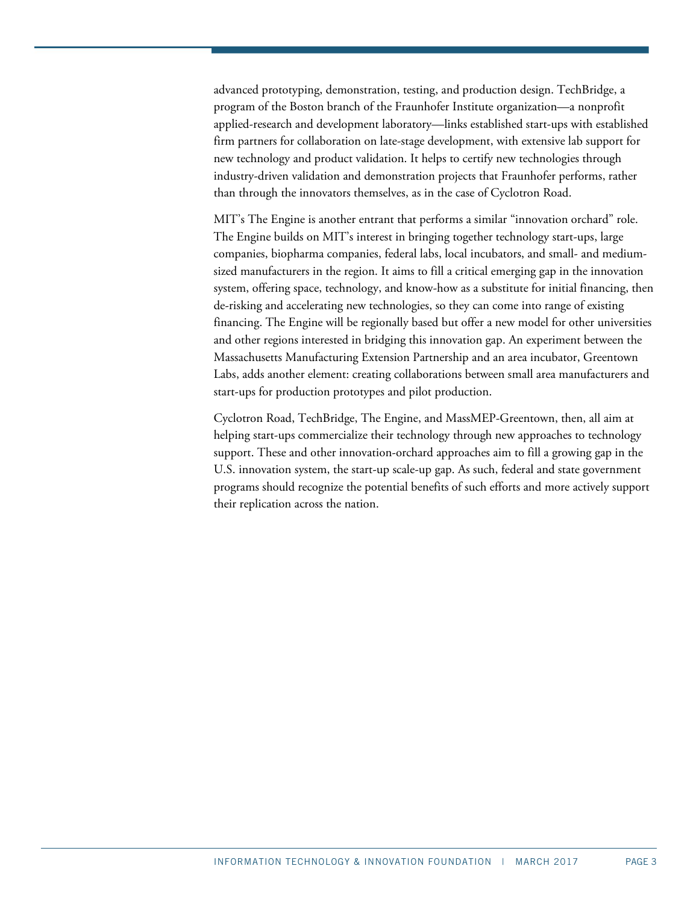advanced prototyping, demonstration, testing, and production design. TechBridge, a program of the Boston branch of the Fraunhofer Institute organization—a nonprofit applied-research and development laboratory—links established start-ups with established firm partners for collaboration on late-stage development, with extensive lab support for new technology and product validation. It helps to certify new technologies through industry-driven validation and demonstration projects that Fraunhofer performs, rather than through the innovators themselves, as in the case of Cyclotron Road.

MIT's The Engine is another entrant that performs a similar "innovation orchard" role. The Engine builds on MIT's interest in bringing together technology start-ups, large companies, biopharma companies, federal labs, local incubators, and small- and medium-sized manufacturers in the region. It aims to fill a critical emerging gap in the innovation system, offering space, technology, and know-how as a substitute for initial financing, then de-risking and accelerating new technologies, so they can come into range of existing financing. The Engine will be regionally based but offer a new model for other universities and other regions interested in bridging this innovation gap. An experiment between the Massachusetts Manufacturing Extension Partnership and an area incubator, Greentown Labs, adds another element: creating collaborations between small area manufacturers and start-ups for production prototypes and pilot production.

Cyclotron Road, TechBridge, The Engine, and MassMEP-Greentown, then, all aim at helping start-ups commercialize their technology through new approaches to technology support. These and other innovation-orchard approaches aim to fill a growing gap in the U.S. innovation system, the start-up scale-up gap. As such, federal and state government programs should recognize the potential benefits of such efforts and more actively support their replication across the nation.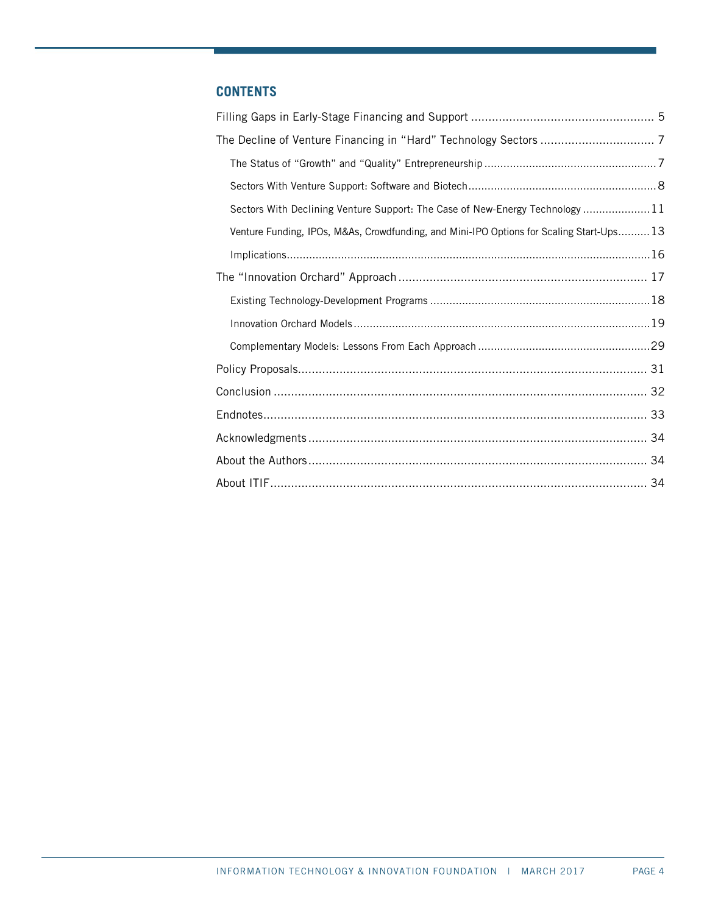## CONTENTS

- Filling Gaps in Early-Stage Financing and Support ..... 5
- The Decline of Venture Financing in "Hard" Technology Sectors ..... 7
  - The Status of "Growth" and "Quality" Entrepreneurship ..... 7
  - Sectors With Venture Support: Software and Biotech ..... 8
  - Sectors With Declining Venture Support: The Case of New-Energy Technology ..... 11
  - Venture Funding, IPOs, M&As, Crowdfunding, and Mini-IPO Options for Scaling Start-Ups ..... 13
  - Implications ..... 16
- The "Innovation Orchard" Approach ..... 17
  - Existing Technology-Development Programs ..... 18
  - Innovation Orchard Models ..... 19
  - Complementary Models: Lessons From Each Approach ..... 29
- Policy Proposals ..... 31
- Conclusion ..... 32
- Endnotes ..... 33
- Acknowledgments ..... 34
- About the Authors ..... 34
- About ITIF ..... 34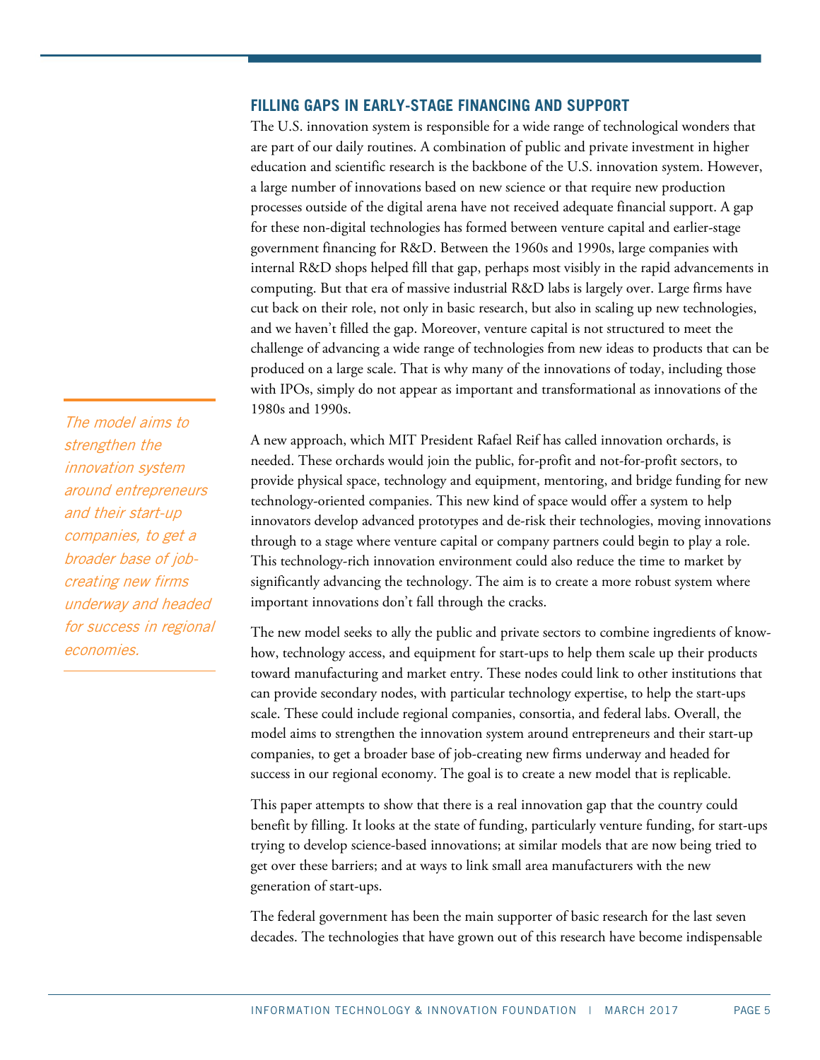## FILLING GAPS IN EARLY-STAGE FINANCING AND SUPPORT

The U.S. innovation system is responsible for a wide range of technological wonders that are part of our daily routines. A combination of public and private investment in higher education and scientific research is the backbone of the U.S. innovation system. However, a large number of innovations based on new science or that require new production processes outside of the digital arena have not received adequate financial support. A gap for these non-digital technologies has formed between venture capital and earlier-stage government financing for R&D. Between the 1960s and 1990s, large companies with internal R&D shops helped fill that gap, perhaps most visibly in the rapid advancements in computing. But that era of massive industrial R&D labs is largely over. Large firms have cut back on their role, not only in basic research, but also in scaling up new technologies, and we haven't filled the gap. Moreover, venture capital is not structured to meet the challenge of advancing a wide range of technologies from new ideas to products that can be produced on a large scale. That is why many of the innovations of today, including those with IPOs, simply do not appear as important and transformational as innovations of the 1980s and 1990s.

*The model aims to strengthen the innovation system around entrepreneurs and their start-up companies, to get a broader base of job-creating new firms underway and headed for success in regional economies.*

A new approach, which MIT President Rafael Reif has called innovation orchards, is needed. These orchards would join the public, for-profit and not-for-profit sectors, to provide physical space, technology and equipment, mentoring, and bridge funding for new technology-oriented companies. This new kind of space would offer a system to help innovators develop advanced prototypes and de-risk their technologies, moving innovations through to a stage where venture capital or company partners could begin to play a role. This technology-rich innovation environment could also reduce the time to market by significantly advancing the technology. The aim is to create a more robust system where important innovations don't fall through the cracks.

The new model seeks to ally the public and private sectors to combine ingredients of know-how, technology access, and equipment for start-ups to help them scale up their products toward manufacturing and market entry. These nodes could link to other institutions that can provide secondary nodes, with particular technology expertise, to help the start-ups scale. These could include regional companies, consortia, and federal labs. Overall, the model aims to strengthen the innovation system around entrepreneurs and their start-up companies, to get a broader base of job-creating new firms underway and headed for success in our regional economy. The goal is to create a new model that is replicable.

This paper attempts to show that there is a real innovation gap that the country could benefit by filling. It looks at the state of funding, particularly venture funding, for start-ups trying to develop science-based innovations; at similar models that are now being tried to get over these barriers; and at ways to link small area manufacturers with the new generation of start-ups.

The federal government has been the main supporter of basic research for the last seven decades. The technologies that have grown out of this research have become indispensable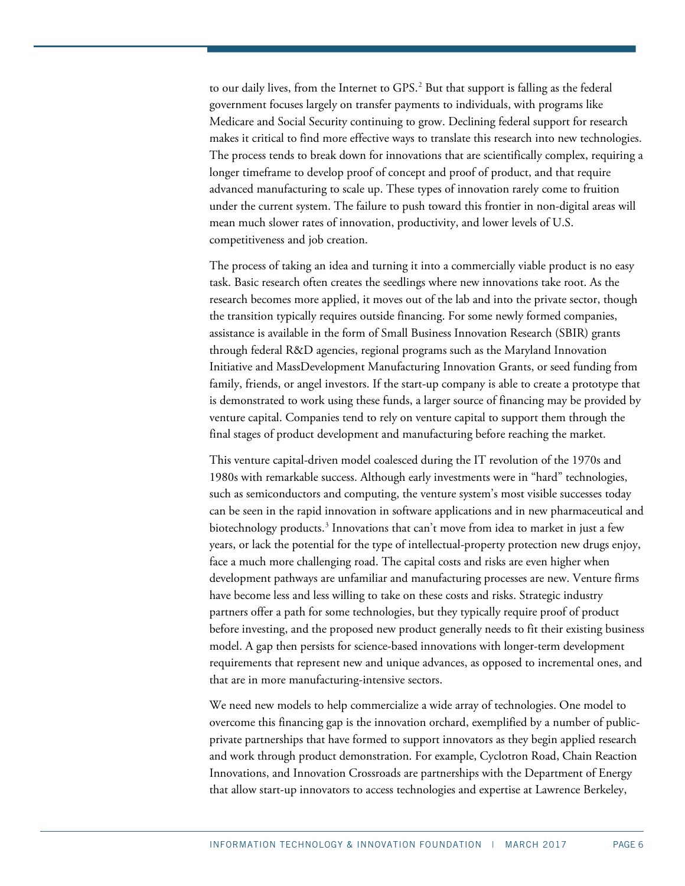to our daily lives, from the Internet to GPS.[2] But that support is falling as the federal government focuses largely on transfer payments to individuals, with programs like Medicare and Social Security continuing to grow. Declining federal support for research makes it critical to find more effective ways to translate this research into new technologies. The process tends to break down for innovations that are scientifically complex, requiring a longer timeframe to develop proof of concept and proof of product, and that require advanced manufacturing to scale up. These types of innovation rarely come to fruition under the current system. The failure to push toward this frontier in non-digital areas will mean much slower rates of innovation, productivity, and lower levels of U.S. competitiveness and job creation.

The process of taking an idea and turning it into a commercially viable product is no easy task. Basic research often creates the seedlings where new innovations take root. As the research becomes more applied, it moves out of the lab and into the private sector, though the transition typically requires outside financing. For some newly formed companies, assistance is available in the form of Small Business Innovation Research (SBIR) grants through federal R&D agencies, regional programs such as the Maryland Innovation Initiative and MassDevelopment Manufacturing Innovation Grants, or seed funding from family, friends, or angel investors. If the start-up company is able to create a prototype that is demonstrated to work using these funds, a larger source of financing may be provided by venture capital. Companies tend to rely on venture capital to support them through the final stages of product development and manufacturing before reaching the market.

This venture capital-driven model coalesced during the IT revolution of the 1970s and 1980s with remarkable success. Although early investments were in "hard" technologies, such as semiconductors and computing, the venture system's most visible successes today can be seen in the rapid innovation in software applications and in new pharmaceutical and biotechnology products.[3] Innovations that can't move from idea to market in just a few years, or lack the potential for the type of intellectual-property protection new drugs enjoy, face a much more challenging road. The capital costs and risks are even higher when development pathways are unfamiliar and manufacturing processes are new. Venture firms have become less and less willing to take on these costs and risks. Strategic industry partners offer a path for some technologies, but they typically require proof of product before investing, and the proposed new product generally needs to fit their existing business model. A gap then persists for science-based innovations with longer-term development requirements that represent new and unique advances, as opposed to incremental ones, and that are in more manufacturing-intensive sectors.

We need new models to help commercialize a wide array of technologies. One model to overcome this financing gap is the innovation orchard, exemplified by a number of public-private partnerships that have formed to support innovators as they begin applied research and work through product demonstration. For example, Cyclotron Road, Chain Reaction Innovations, and Innovation Crossroads are partnerships with the Department of Energy that allow start-up innovators to access technologies and expertise at Lawrence Berkeley,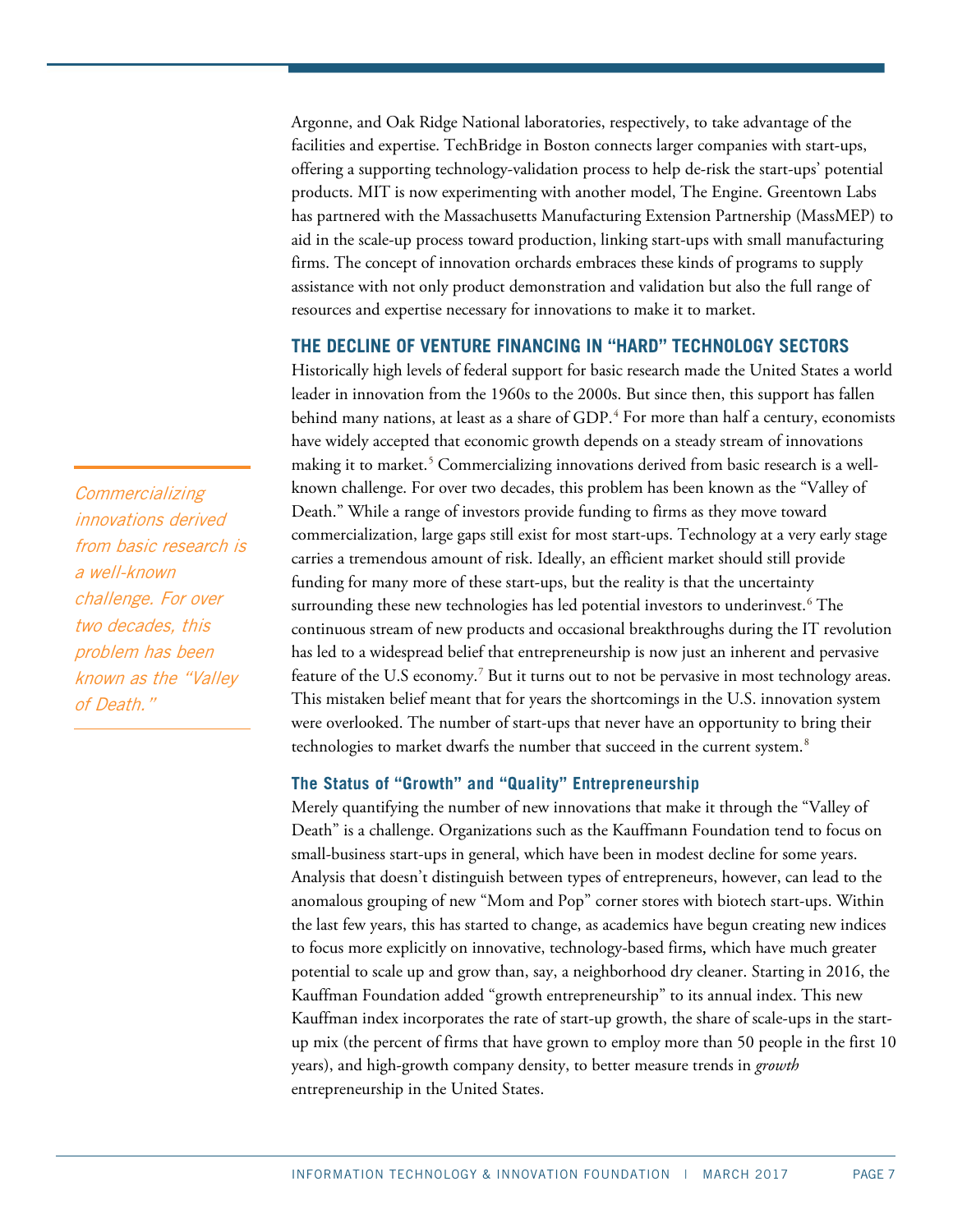Argonne, and Oak Ridge National laboratories, respectively, to take advantage of the facilities and expertise. TechBridge in Boston connects larger companies with start-ups, offering a supporting technology-validation process to help de-risk the start-ups' potential products. MIT is now experimenting with another model, The Engine. Greentown Labs has partnered with the Massachusetts Manufacturing Extension Partnership (MassMEP) to aid in the scale-up process toward production, linking start-ups with small manufacturing firms. The concept of innovation orchards embraces these kinds of programs to supply assistance with not only product demonstration and validation but also the full range of resources and expertise necessary for innovations to make it to market.

## THE DECLINE OF VENTURE FINANCING IN "HARD" TECHNOLOGY SECTORS

Historically high levels of federal support for basic research made the United States a world leader in innovation from the 1960s to the 2000s. But since then, this support has fallen behind many nations, at least as a share of GDP.[4] For more than half a century, economists have widely accepted that economic growth depends on a steady stream of innovations making it to market.[5] Commercializing innovations derived from basic research is a well-known challenge. For over two decades, this problem has been known as the "Valley of Death." While a range of investors provide funding to firms as they move toward commercialization, large gaps still exist for most start-ups. Technology at a very early stage carries a tremendous amount of risk. Ideally, an efficient market should still provide funding for many more of these start-ups, but the reality is that the uncertainty surrounding these new technologies has led potential investors to underinvest.[6] The continuous stream of new products and occasional breakthroughs during the IT revolution has led to a widespread belief that entrepreneurship is now just an inherent and pervasive feature of the U.S economy.[7] But it turns out to not be pervasive in most technology areas. This mistaken belief meant that for years the shortcomings in the U.S. innovation system were overlooked. The number of start-ups that never have an opportunity to bring their technologies to market dwarfs the number that succeed in the current system.[8]

*Commercializing innovations derived from basic research is a well-known challenge. For over two decades, this problem has been known as the "Valley of Death."*

### The Status of "Growth" and "Quality" Entrepreneurship

Merely quantifying the number of new innovations that make it through the "Valley of Death" is a challenge. Organizations such as the Kauffmann Foundation tend to focus on small-business start-ups in general, which have been in modest decline for some years. Analysis that doesn't distinguish between types of entrepreneurs, however, can lead to the anomalous grouping of new "Mom and Pop" corner stores with biotech start-ups. Within the last few years, this has started to change, as academics have begun creating new indices to focus more explicitly on innovative, technology-based firms, which have much greater potential to scale up and grow than, say, a neighborhood dry cleaner. Starting in 2016, the Kauffman Foundation added "growth entrepreneurship" to its annual index. This new Kauffman index incorporates the rate of start-up growth, the share of scale-ups in the start-up mix (the percent of firms that have grown to employ more than 50 people in the first 10 years), and high-growth company density, to better measure trends in *growth* entrepreneurship in the United States.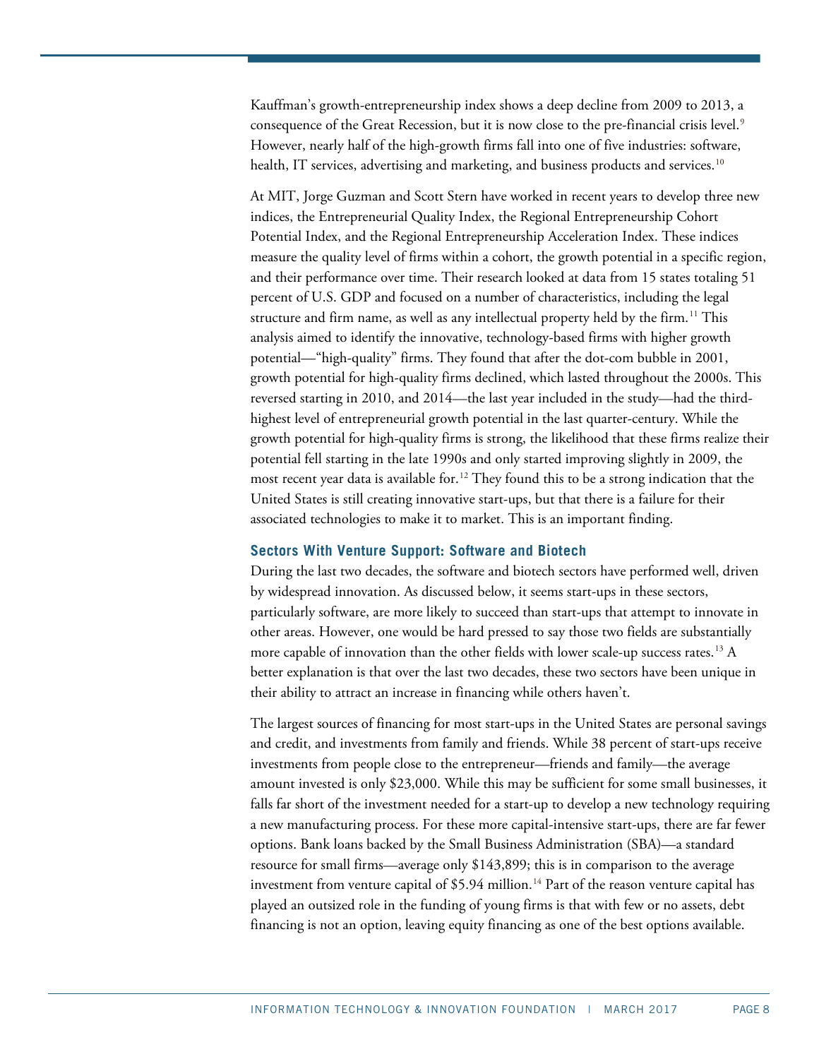Kauffman's growth-entrepreneurship index shows a deep decline from 2009 to 2013, a consequence of the Great Recession, but it is now close to the pre-financial crisis level.[9] However, nearly half of the high-growth firms fall into one of five industries: software, health, IT services, advertising and marketing, and business products and services.[10]

At MIT, Jorge Guzman and Scott Stern have worked in recent years to develop three new indices, the Entrepreneurial Quality Index, the Regional Entrepreneurship Cohort Potential Index, and the Regional Entrepreneurship Acceleration Index. These indices measure the quality level of firms within a cohort, the growth potential in a specific region, and their performance over time. Their research looked at data from 15 states totaling 51 percent of U.S. GDP and focused on a number of characteristics, including the legal structure and firm name, as well as any intellectual property held by the firm.[11] This analysis aimed to identify the innovative, technology-based firms with higher growth potential—"high-quality" firms. They found that after the dot-com bubble in 2001, growth potential for high-quality firms declined, which lasted throughout the 2000s. This reversed starting in 2010, and 2014—the last year included in the study—had the third-highest level of entrepreneurial growth potential in the last quarter-century. While the growth potential for high-quality firms is strong, the likelihood that these firms realize their potential fell starting in the late 1990s and only started improving slightly in 2009, the most recent year data is available for.[12] They found this to be a strong indication that the United States is still creating innovative start-ups, but that there is a failure for their associated technologies to make it to market. This is an important finding.

### Sectors With Venture Support: Software and Biotech

During the last two decades, the software and biotech sectors have performed well, driven by widespread innovation. As discussed below, it seems start-ups in these sectors, particularly software, are more likely to succeed than start-ups that attempt to innovate in other areas. However, one would be hard pressed to say those two fields are substantially more capable of innovation than the other fields with lower scale-up success rates.[13] A better explanation is that over the last two decades, these two sectors have been unique in their ability to attract an increase in financing while others haven't.

The largest sources of financing for most start-ups in the United States are personal savings and credit, and investments from family and friends. While 38 percent of start-ups receive investments from people close to the entrepreneur—friends and family—the average amount invested is only $23,000. While this may be sufficient for some small businesses, it falls far short of the investment needed for a start-up to develop a new technology requiring a new manufacturing process. For these more capital-intensive start-ups, there are far fewer options. Bank loans backed by the Small Business Administration (SBA)—a standard resource for small firms—average only $143,899; this is in comparison to the average investment from venture capital of $5.94 million.[14] Part of the reason venture capital has played an outsized role in the funding of young firms is that with few or no assets, debt financing is not an option, leaving equity financing as one of the best options available.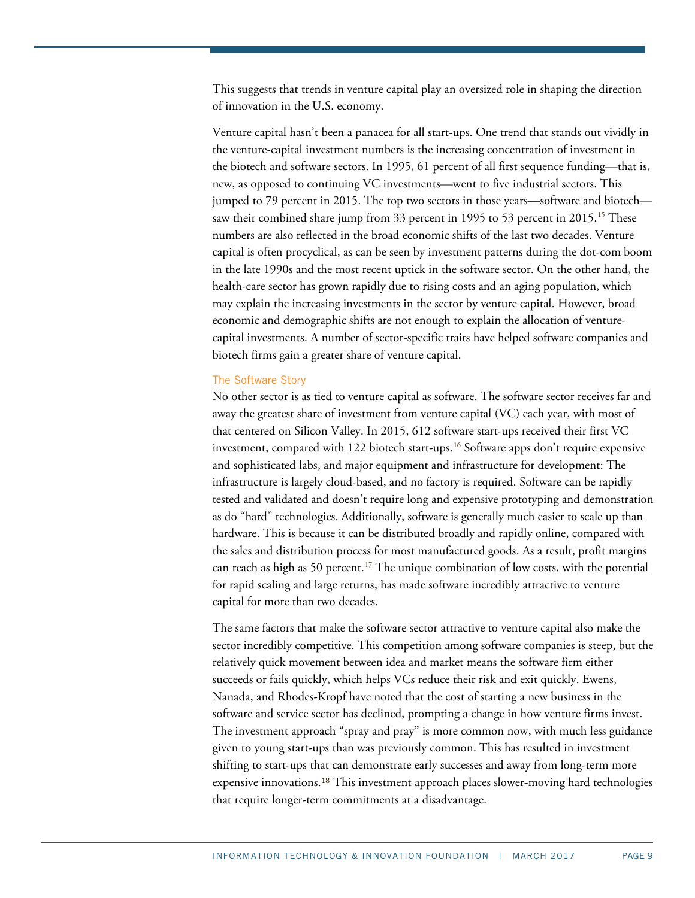This suggests that trends in venture capital play an oversized role in shaping the direction of innovation in the U.S. economy.

Venture capital hasn't been a panacea for all start-ups. One trend that stands out vividly in the venture-capital investment numbers is the increasing concentration of investment in the biotech and software sectors. In 1995, 61 percent of all first sequence funding—that is, new, as opposed to continuing VC investments—went to five industrial sectors. This jumped to 79 percent in 2015. The top two sectors in those years—software and biotech—saw their combined share jump from 33 percent in 1995 to 53 percent in 2015.[15] These numbers are also reflected in the broad economic shifts of the last two decades. Venture capital is often procyclical, as can be seen by investment patterns during the dot-com boom in the late 1990s and the most recent uptick in the software sector. On the other hand, the health-care sector has grown rapidly due to rising costs and an aging population, which may explain the increasing investments in the sector by venture capital. However, broad economic and demographic shifts are not enough to explain the allocation of venture-capital investments. A number of sector-specific traits have helped software companies and biotech firms gain a greater share of venture capital.

### The Software Story

No other sector is as tied to venture capital as software. The software sector receives far and away the greatest share of investment from venture capital (VC) each year, with most of that centered on Silicon Valley. In 2015, 612 software start-ups received their first VC investment, compared with 122 biotech start-ups.[16] Software apps don't require expensive and sophisticated labs, and major equipment and infrastructure for development: The infrastructure is largely cloud-based, and no factory is required. Software can be rapidly tested and validated and doesn't require long and expensive prototyping and demonstration as do "hard" technologies. Additionally, software is generally much easier to scale up than hardware. This is because it can be distributed broadly and rapidly online, compared with the sales and distribution process for most manufactured goods. As a result, profit margins can reach as high as 50 percent.[17] The unique combination of low costs, with the potential for rapid scaling and large returns, has made software incredibly attractive to venture capital for more than two decades.

The same factors that make the software sector attractive to venture capital also make the sector incredibly competitive. This competition among software companies is steep, but the relatively quick movement between idea and market means the software firm either succeeds or fails quickly, which helps VCs reduce their risk and exit quickly. Ewens, Nanada, and Rhodes-Kropf have noted that the cost of starting a new business in the software and service sector has declined, prompting a change in how venture firms invest. The investment approach "spray and pray" is more common now, with much less guidance given to young start-ups than was previously common. This has resulted in investment shifting to start-ups that can demonstrate early successes and away from long-term more expensive innovations.[18] This investment approach places slower-moving hard technologies that require longer-term commitments at a disadvantage.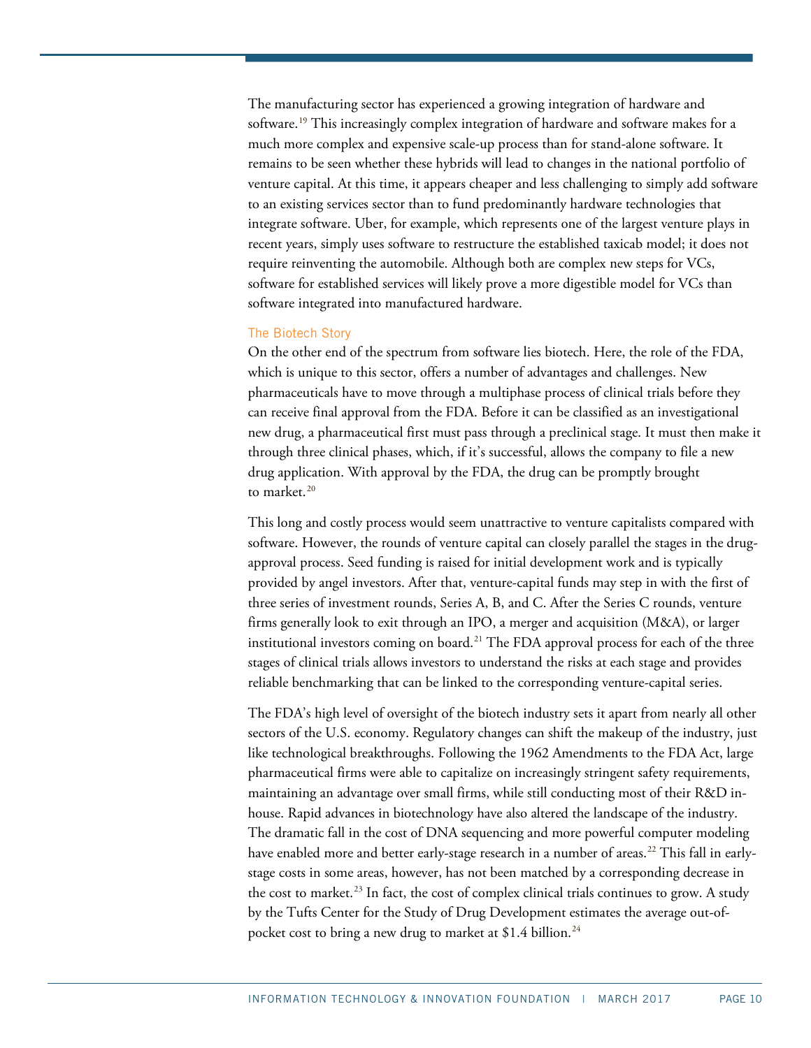The manufacturing sector has experienced a growing integration of hardware and software.[19] This increasingly complex integration of hardware and software makes for a much more complex and expensive scale-up process than for stand-alone software. It remains to be seen whether these hybrids will lead to changes in the national portfolio of venture capital. At this time, it appears cheaper and less challenging to simply add software to an existing services sector than to fund predominantly hardware technologies that integrate software. Uber, for example, which represents one of the largest venture plays in recent years, simply uses software to restructure the established taxicab model; it does not require reinventing the automobile. Although both are complex new steps for VCs, software for established services will likely prove a more digestible model for VCs than software integrated into manufactured hardware.

### The Biotech Story

On the other end of the spectrum from software lies biotech. Here, the role of the FDA, which is unique to this sector, offers a number of advantages and challenges. New pharmaceuticals have to move through a multiphase process of clinical trials before they can receive final approval from the FDA. Before it can be classified as an investigational new drug, a pharmaceutical first must pass through a preclinical stage. It must then make it through three clinical phases, which, if it's successful, allows the company to file a new drug application. With approval by the FDA, the drug can be promptly brought to market.[20]

This long and costly process would seem unattractive to venture capitalists compared with software. However, the rounds of venture capital can closely parallel the stages in the drug-approval process. Seed funding is raised for initial development work and is typically provided by angel investors. After that, venture-capital funds may step in with the first of three series of investment rounds, Series A, B, and C. After the Series C rounds, venture firms generally look to exit through an IPO, a merger and acquisition (M&A), or larger institutional investors coming on board.[21] The FDA approval process for each of the three stages of clinical trials allows investors to understand the risks at each stage and provides reliable benchmarking that can be linked to the corresponding venture-capital series.

The FDA's high level of oversight of the biotech industry sets it apart from nearly all other sectors of the U.S. economy. Regulatory changes can shift the makeup of the industry, just like technological breakthroughs. Following the 1962 Amendments to the FDA Act, large pharmaceutical firms were able to capitalize on increasingly stringent safety requirements, maintaining an advantage over small firms, while still conducting most of their R&D in-house. Rapid advances in biotechnology have also altered the landscape of the industry. The dramatic fall in the cost of DNA sequencing and more powerful computer modeling have enabled more and better early-stage research in a number of areas.[22] This fall in early-stage costs in some areas, however, has not been matched by a corresponding decrease in the cost to market.[23] In fact, the cost of complex clinical trials continues to grow. A study by the Tufts Center for the Study of Drug Development estimates the average out-of-pocket cost to bring a new drug to market at $1.4 billion.[24]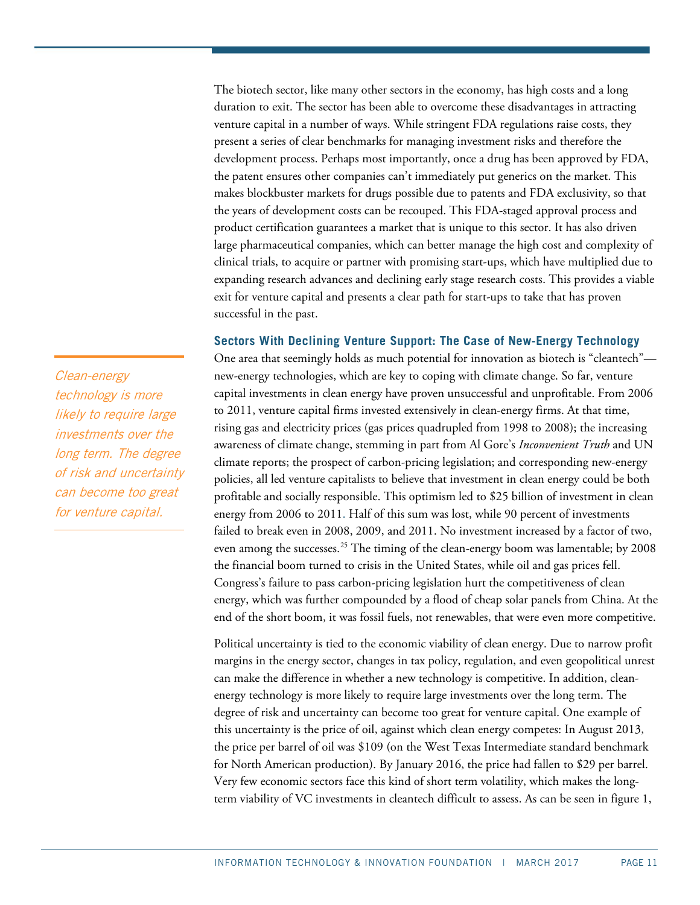The biotech sector, like many other sectors in the economy, has high costs and a long duration to exit. The sector has been able to overcome these disadvantages in attracting venture capital in a number of ways. While stringent FDA regulations raise costs, they present a series of clear benchmarks for managing investment risks and therefore the development process. Perhaps most importantly, once a drug has been approved by FDA, the patent ensures other companies can't immediately put generics on the market. This makes blockbuster markets for drugs possible due to patents and FDA exclusivity, so that the years of development costs can be recouped. This FDA-staged approval process and product certification guarantees a market that is unique to this sector. It has also driven large pharmaceutical companies, which can better manage the high cost and complexity of clinical trials, to acquire or partner with promising start-ups, which have multiplied due to expanding research advances and declining early stage research costs. This provides a viable exit for venture capital and presents a clear path for start-ups to take that has proven successful in the past.

### Sectors With Declining Venture Support: The Case of New-Energy Technology

One area that seemingly holds as much potential for innovation as biotech is "cleantech"—new-energy technologies, which are key to coping with climate change. So far, venture capital investments in clean energy have proven unsuccessful and unprofitable. From 2006 to 2011, venture capital firms invested extensively in clean-energy firms. At that time, rising gas and electricity prices (gas prices quadrupled from 1998 to 2008); the increasing awareness of climate change, stemming in part from Al Gore's *Inconvenient Truth* and UN climate reports; the prospect of carbon-pricing legislation; and corresponding new-energy policies, all led venture capitalists to believe that investment in clean energy could be both profitable and socially responsible. This optimism led to $25 billion of investment in clean energy from 2006 to 2011. Half of this sum was lost, while 90 percent of investments failed to break even in 2008, 2009, and 2011. No investment increased by a factor of two, even among the successes.[25] The timing of the clean-energy boom was lamentable; by 2008 the financial boom turned to crisis in the United States, while oil and gas prices fell. Congress's failure to pass carbon-pricing legislation hurt the competitiveness of clean energy, which was further compounded by a flood of cheap solar panels from China. At the end of the short boom, it was fossil fuels, not renewables, that were even more competitive.

*Clean-energy technology is more likely to require large investments over the long term. The degree of risk and uncertainty can become too great for venture capital.*

Political uncertainty is tied to the economic viability of clean energy. Due to narrow profit margins in the energy sector, changes in tax policy, regulation, and even geopolitical unrest can make the difference in whether a new technology is competitive. In addition, clean-energy technology is more likely to require large investments over the long term. The degree of risk and uncertainty can become too great for venture capital. One example of this uncertainty is the price of oil, against which clean energy competes: In August 2013, the price per barrel of oil was $109 (on the West Texas Intermediate standard benchmark for North American production). By January 2016, the price had fallen to $29 per barrel. Very few economic sectors face this kind of short term volatility, which makes the long-term viability of VC investments in cleantech difficult to assess. As can be seen in figure 1,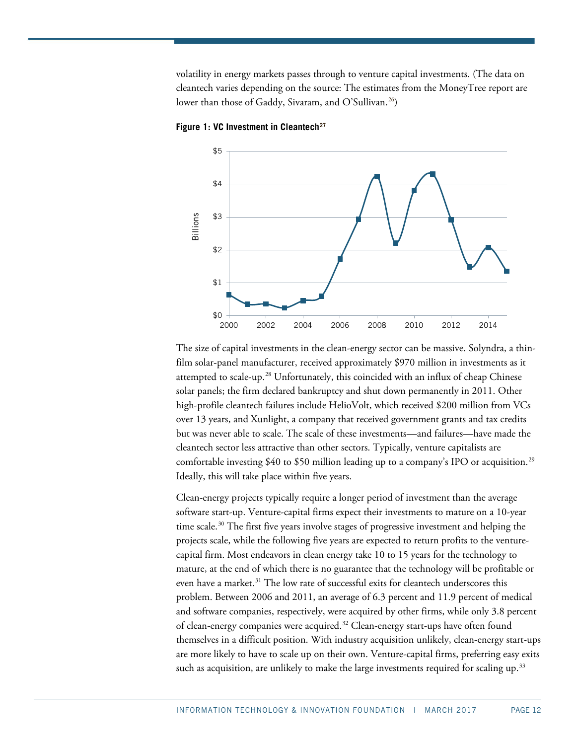volatility in energy markets passes through to venture capital investments. (The data on cleantech varies depending on the source: The estimates from the MoneyTree report are lower than those of Gaddy, Sivaram, and O'Sullivan.[26])

**Figure 1: VC Investment in Cleantech[27]**

The size of capital investments in the clean-energy sector can be massive. Solyndra, a thin-film solar-panel manufacturer, received approximately $970 million in investments as it attempted to scale-up.[28] Unfortunately, this coincided with an influx of cheap Chinese solar panels; the firm declared bankruptcy and shut down permanently in 2011. Other high-profile cleantech failures include HelioVolt, which received $200 million from VCs over 13 years, and Xunlight, a company that received government grants and tax credits but was never able to scale. The scale of these investments—and failures—have made the cleantech sector less attractive than other sectors. Typically, venture capitalists are comfortable investing $40 to $50 million leading up to a company's IPO or acquisition.[29] Ideally, this will take place within five years.

Clean-energy projects typically require a longer period of investment than the average software start-up. Venture-capital firms expect their investments to mature on a 10-year time scale.[30] The first five years involve stages of progressive investment and helping the projects scale, while the following five years are expected to return profits to the venture-capital firm. Most endeavors in clean energy take 10 to 15 years for the technology to mature, at the end of which there is no guarantee that the technology will be profitable or even have a market.[31] The low rate of successful exits for cleantech underscores this problem. Between 2006 and 2011, an average of 6.3 percent and 11.9 percent of medical and software companies, respectively, were acquired by other firms, while only 3.8 percent of clean-energy companies were acquired.[32] Clean-energy start-ups have often found themselves in a difficult position. With industry acquisition unlikely, clean-energy start-ups are more likely to have to scale up on their own. Venture-capital firms, preferring easy exits such as acquisition, are unlikely to make the large investments required for scaling up.[33]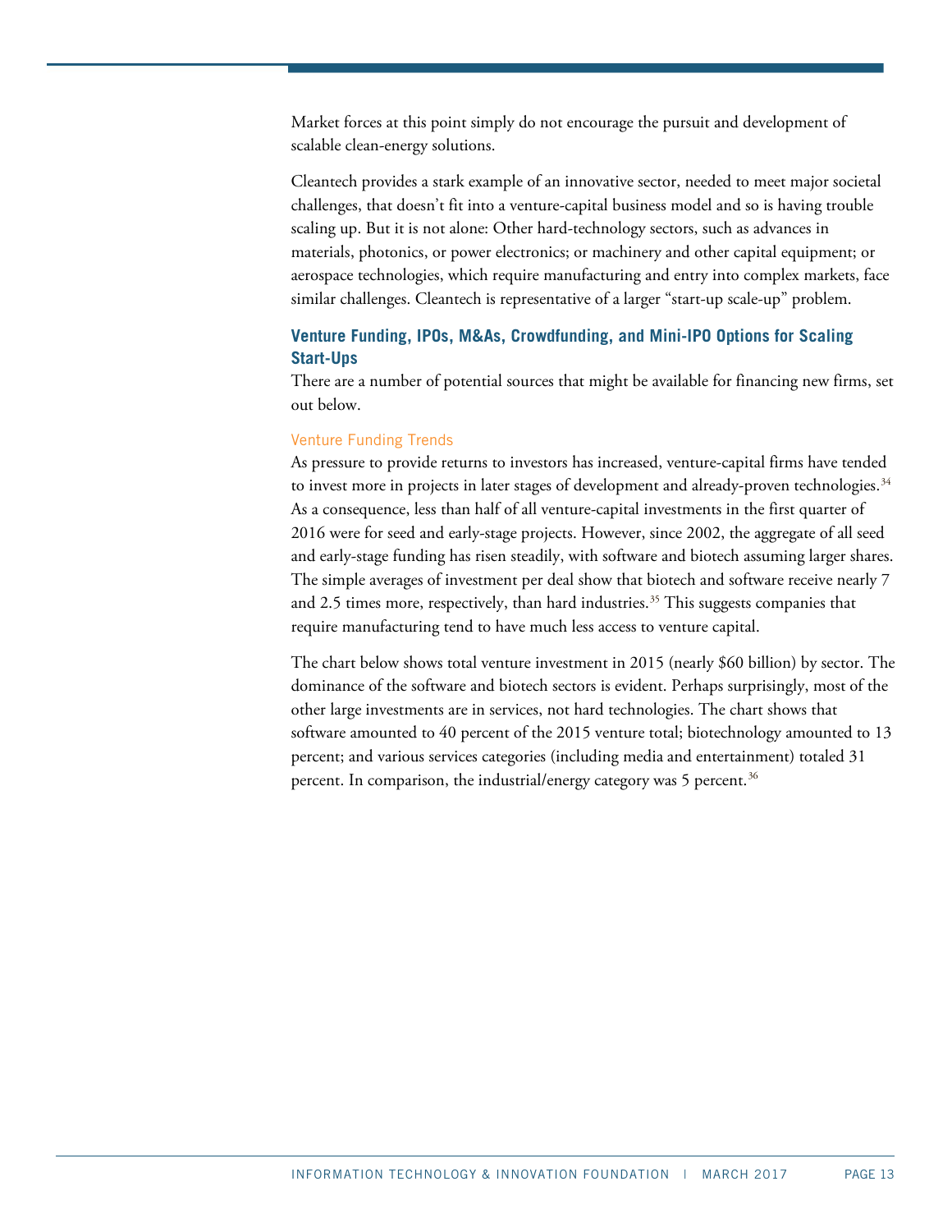Market forces at this point simply do not encourage the pursuit and development of scalable clean-energy solutions.

Cleantech provides a stark example of an innovative sector, needed to meet major societal challenges, that doesn't fit into a venture-capital business model and so is having trouble scaling up. But it is not alone: Other hard-technology sectors, such as advances in materials, photonics, or power electronics; or machinery and other capital equipment; or aerospace technologies, which require manufacturing and entry into complex markets, face similar challenges. Cleantech is representative of a larger "start-up scale-up" problem.

## Venture Funding, IPOs, M&As, Crowdfunding, and Mini-IPO Options for Scaling Start-Ups

There are a number of potential sources that might be available for financing new firms, set out below.

### Venture Funding Trends

As pressure to provide returns to investors has increased, venture-capital firms have tended to invest more in projects in later stages of development and already-proven technologies.[34] As a consequence, less than half of all venture-capital investments in the first quarter of 2016 were for seed and early-stage projects. However, since 2002, the aggregate of all seed and early-stage funding has risen steadily, with software and biotech assuming larger shares. The simple averages of investment per deal show that biotech and software receive nearly 7 and 2.5 times more, respectively, than hard industries.[35] This suggests companies that require manufacturing tend to have much less access to venture capital.

The chart below shows total venture investment in 2015 (nearly $60 billion) by sector. The dominance of the software and biotech sectors is evident. Perhaps surprisingly, most of the other large investments are in services, not hard technologies. The chart shows that software amounted to 40 percent of the 2015 venture total; biotechnology amounted to 13 percent; and various services categories (including media and entertainment) totaled 31 percent. In comparison, the industrial/energy category was 5 percent.[36]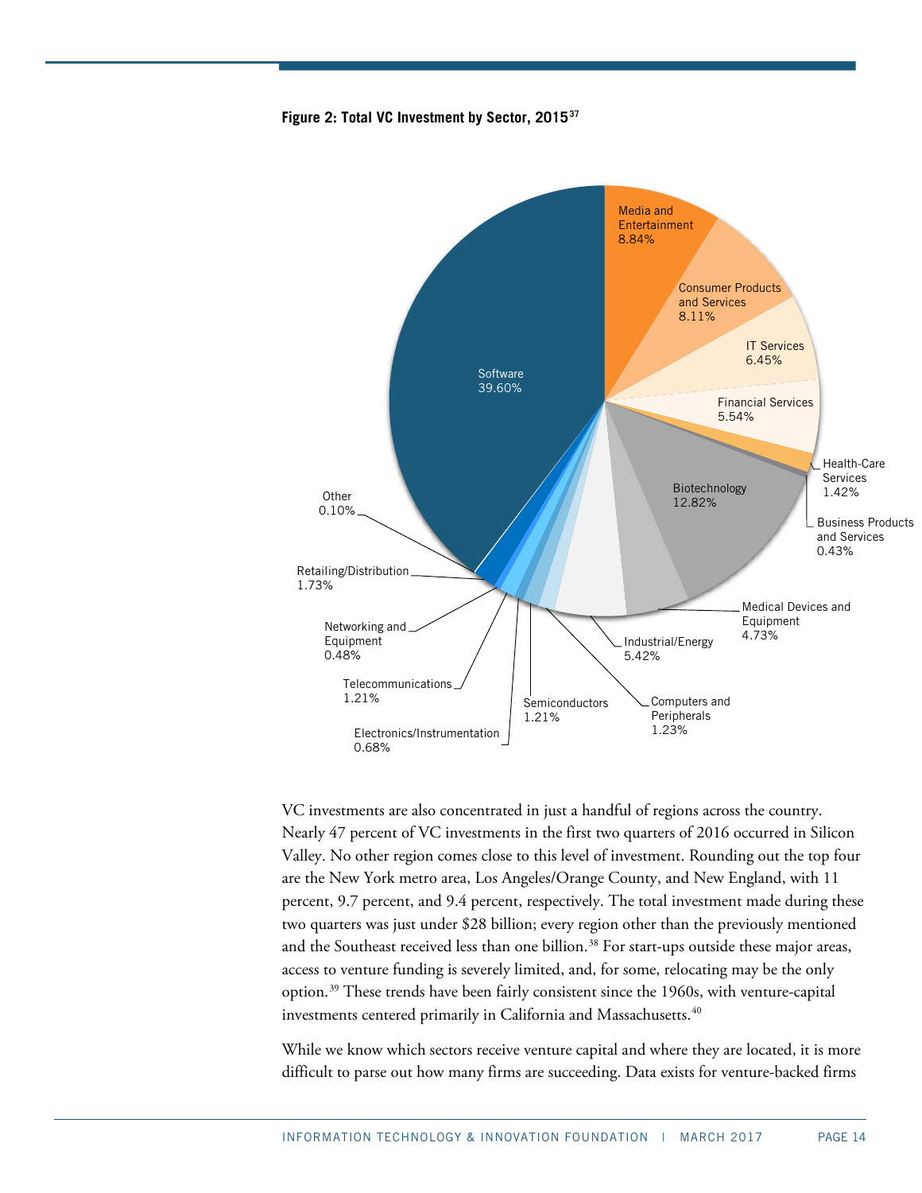**Figure 2: Total VC Investment by Sector, 2015**[37]

| Sector | Share |
|---|---|
| Software | 39.60% |
| Media and Entertainment | 8.84% |
| Consumer Products and Services | 8.11% |
| IT Services | 6.45% |
| Financial Services | 5.54% |
| Health-Care Services | 1.42% |
| Business Products and Services | 0.43% |
| Biotechnology | 12.82% |
| Medical Devices and Equipment | 4.73% |
| Industrial/Energy | 5.42% |
| Computers and Peripherals | 1.23% |
| Semiconductors | 1.21% |
| Electronics/Instrumentation | 0.68% |
| Telecommunications | 1.21% |
| Networking and Equipment | 0.48% |
| Retailing/Distribution | 1.73% |
| Other | 0.10% |

VC investments are also concentrated in just a handful of regions across the country. Nearly 47 percent of VC investments in the first two quarters of 2016 occurred in Silicon Valley. No other region comes close to this level of investment. Rounding out the top four are the New York metro area, Los Angeles/Orange County, and New England, with 11 percent, 9.7 percent, and 9.4 percent, respectively. The total investment made during these two quarters was just under $28 billion; every region other than the previously mentioned and the Southeast received less than one billion.[38] For start-ups outside these major areas, access to venture funding is severely limited, and, for some, relocating may be the only option.[39] These trends have been fairly consistent since the 1960s, with venture-capital investments centered primarily in California and Massachusetts.[40]

While we know which sectors receive venture capital and where they are located, it is more difficult to parse out how many firms are succeeding. Data exists for venture-backed firms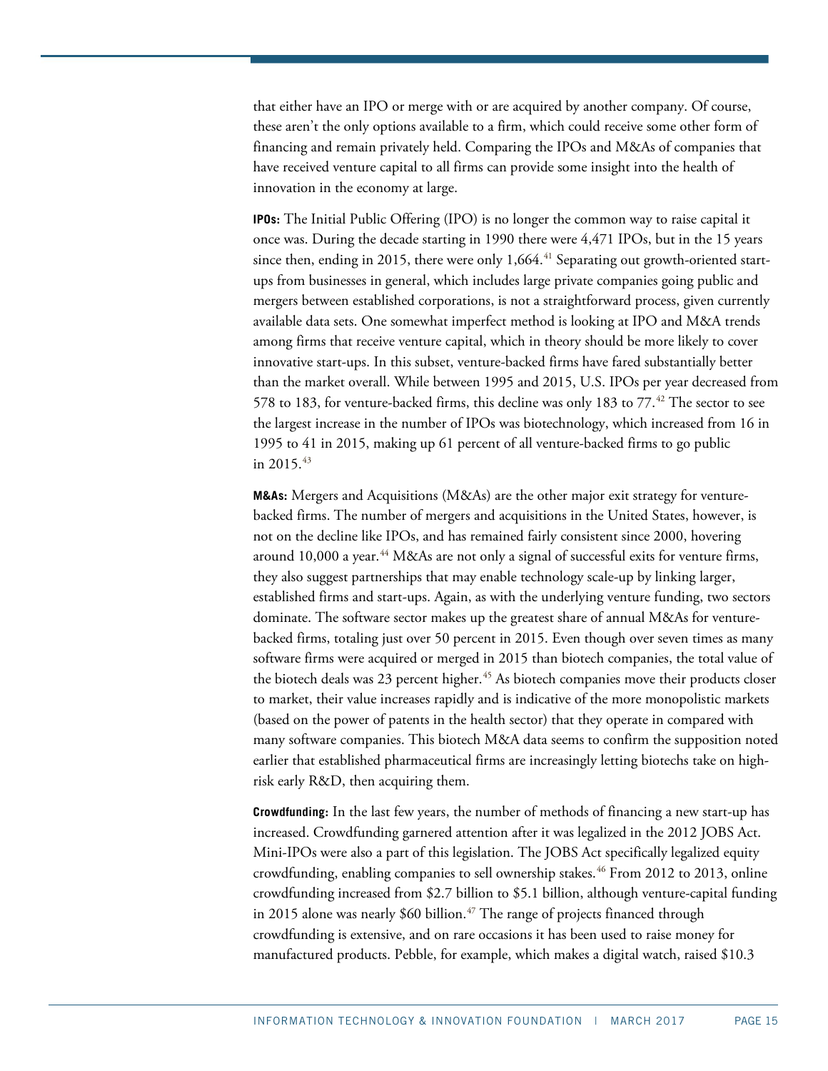that either have an IPO or merge with or are acquired by another company. Of course, these aren't the only options available to a firm, which could receive some other form of financing and remain privately held. Comparing the IPOs and M&As of companies that have received venture capital to all firms can provide some insight into the health of innovation in the economy at large.

**IPOs:** The Initial Public Offering (IPO) is no longer the common way to raise capital it once was. During the decade starting in 1990 there were 4,471 IPOs, but in the 15 years since then, ending in 2015, there were only 1,664.[41] Separating out growth-oriented start-ups from businesses in general, which includes large private companies going public and mergers between established corporations, is not a straightforward process, given currently available data sets. One somewhat imperfect method is looking at IPO and M&A trends among firms that receive venture capital, which in theory should be more likely to cover innovative start-ups. In this subset, venture-backed firms have fared substantially better than the market overall. While between 1995 and 2015, U.S. IPOs per year decreased from 578 to 183, for venture-backed firms, this decline was only 183 to 77.[42] The sector to see the largest increase in the number of IPOs was biotechnology, which increased from 16 in 1995 to 41 in 2015, making up 61 percent of all venture-backed firms to go public in 2015.[43]

**M&As:** Mergers and Acquisitions (M&As) are the other major exit strategy for venture-backed firms. The number of mergers and acquisitions in the United States, however, is not on the decline like IPOs, and has remained fairly consistent since 2000, hovering around 10,000 a year.[44] M&As are not only a signal of successful exits for venture firms, they also suggest partnerships that may enable technology scale-up by linking larger, established firms and start-ups. Again, as with the underlying venture funding, two sectors dominate. The software sector makes up the greatest share of annual M&As for venture-backed firms, totaling just over 50 percent in 2015. Even though over seven times as many software firms were acquired or merged in 2015 than biotech companies, the total value of the biotech deals was 23 percent higher.[45] As biotech companies move their products closer to market, their value increases rapidly and is indicative of the more monopolistic markets (based on the power of patents in the health sector) that they operate in compared with many software companies. This biotech M&A data seems to confirm the supposition noted earlier that established pharmaceutical firms are increasingly letting biotechs take on high-risk early R&D, then acquiring them.

**Crowdfunding:** In the last few years, the number of methods of financing a new start-up has increased. Crowdfunding garnered attention after it was legalized in the 2012 JOBS Act. Mini-IPOs were also a part of this legislation. The JOBS Act specifically legalized equity crowdfunding, enabling companies to sell ownership stakes.[46] From 2012 to 2013, online crowdfunding increased from $2.7 billion to $5.1 billion, although venture-capital funding in 2015 alone was nearly $60 billion.[47] The range of projects financed through crowdfunding is extensive, and on rare occasions it has been used to raise money for manufactured products. Pebble, for example, which makes a digital watch, raised $10.3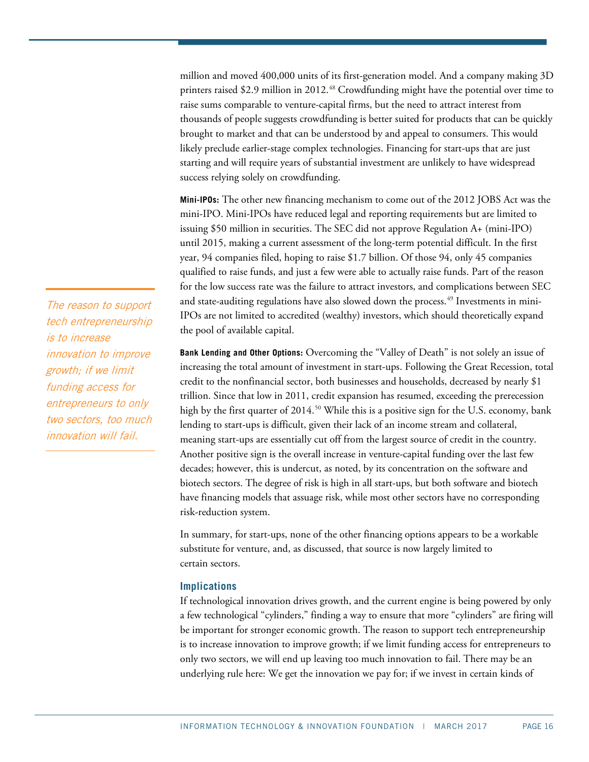million and moved 400,000 units of its first-generation model. And a company making 3D printers raised $2.9 million in 2012.[48] Crowdfunding might have the potential over time to raise sums comparable to venture-capital firms, but the need to attract interest from thousands of people suggests crowdfunding is better suited for products that can be quickly brought to market and that can be understood by and appeal to consumers. This would likely preclude earlier-stage complex technologies. Financing for start-ups that are just starting and will require years of substantial investment are unlikely to have widespread success relying solely on crowdfunding.

**Mini-IPOs:** The other new financing mechanism to come out of the 2012 JOBS Act was the mini-IPO. Mini-IPOs have reduced legal and reporting requirements but are limited to issuing $50 million in securities. The SEC did not approve Regulation A+ (mini-IPO) until 2015, making a current assessment of the long-term potential difficult. In the first year, 94 companies filed, hoping to raise $1.7 billion. Of those 94, only 45 companies qualified to raise funds, and just a few were able to actually raise funds. Part of the reason for the low success rate was the failure to attract investors, and complications between SEC and state-auditing regulations have also slowed down the process.[49] Investments in mini-IPOs are not limited to accredited (wealthy) investors, which should theoretically expand the pool of available capital.

> *The reason to support tech entrepreneurship is to increase innovation to improve growth; if we limit funding access for entrepreneurs to only two sectors, too much innovation will fail.*

**Bank Lending and Other Options:** Overcoming the "Valley of Death" is not solely an issue of increasing the total amount of investment in start-ups. Following the Great Recession, total credit to the nonfinancial sector, both businesses and households, decreased by nearly $1 trillion. Since that low in 2011, credit expansion has resumed, exceeding the prerecession high by the first quarter of 2014.[50] While this is a positive sign for the U.S. economy, bank lending to start-ups is difficult, given their lack of an income stream and collateral, meaning start-ups are essentially cut off from the largest source of credit in the country. Another positive sign is the overall increase in venture-capital funding over the last few decades; however, this is undercut, as noted, by its concentration on the software and biotech sectors. The degree of risk is high in all start-ups, but both software and biotech have financing models that assuage risk, while most other sectors have no corresponding risk-reduction system.

In summary, for start-ups, none of the other financing options appears to be a workable substitute for venture, and, as discussed, that source is now largely limited to certain sectors.

### Implications

If technological innovation drives growth, and the current engine is being powered by only a few technological "cylinders," finding a way to ensure that more "cylinders" are firing will be important for stronger economic growth. The reason to support tech entrepreneurship is to increase innovation to improve growth; if we limit funding access for entrepreneurs to only two sectors, we will end up leaving too much innovation to fail. There may be an underlying rule here: We get the innovation we pay for; if we invest in certain kinds of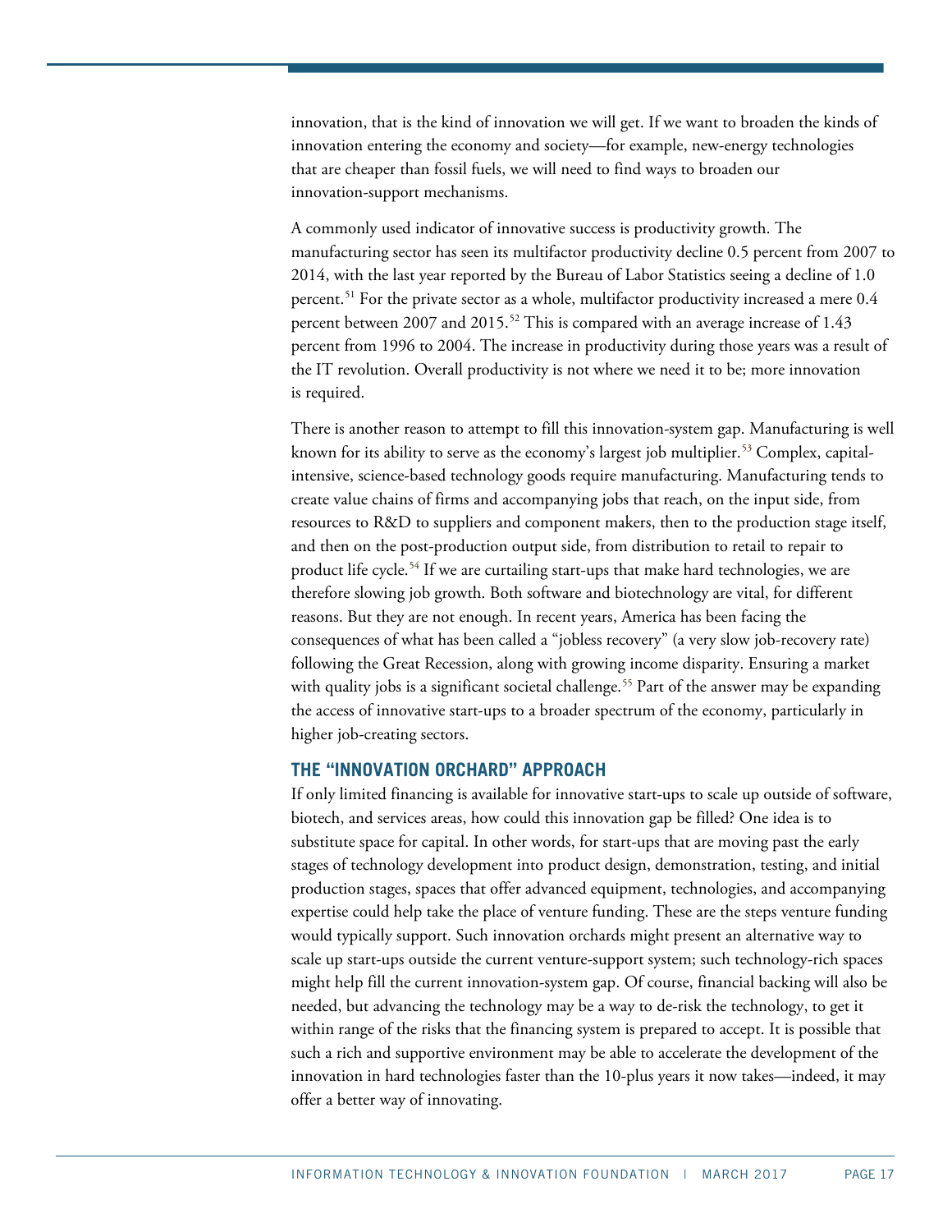innovation, that is the kind of innovation we will get. If we want to broaden the kinds of innovation entering the economy and society—for example, new-energy technologies that are cheaper than fossil fuels, we will need to find ways to broaden our innovation-support mechanisms.

A commonly used indicator of innovative success is productivity growth. The manufacturing sector has seen its multifactor productivity decline 0.5 percent from 2007 to 2014, with the last year reported by the Bureau of Labor Statistics seeing a decline of 1.0 percent.[51] For the private sector as a whole, multifactor productivity increased a mere 0.4 percent between 2007 and 2015.[52] This is compared with an average increase of 1.43 percent from 1996 to 2004. The increase in productivity during those years was a result of the IT revolution. Overall productivity is not where we need it to be; more innovation is required.

There is another reason to attempt to fill this innovation-system gap. Manufacturing is well known for its ability to serve as the economy's largest job multiplier.[53] Complex, capital-intensive, science-based technology goods require manufacturing. Manufacturing tends to create value chains of firms and accompanying jobs that reach, on the input side, from resources to R&D to suppliers and component makers, then to the production stage itself, and then on the post-production output side, from distribution to retail to repair to product life cycle.[54] If we are curtailing start-ups that make hard technologies, we are therefore slowing job growth. Both software and biotechnology are vital, for different reasons. But they are not enough. In recent years, America has been facing the consequences of what has been called a "jobless recovery" (a very slow job-recovery rate) following the Great Recession, along with growing income disparity. Ensuring a market with quality jobs is a significant societal challenge.[55] Part of the answer may be expanding the access of innovative start-ups to a broader spectrum of the economy, particularly in higher job-creating sectors.

## THE "INNOVATION ORCHARD" APPROACH

If only limited financing is available for innovative start-ups to scale up outside of software, biotech, and services areas, how could this innovation gap be filled? One idea is to substitute space for capital. In other words, for start-ups that are moving past the early stages of technology development into product design, demonstration, testing, and initial production stages, spaces that offer advanced equipment, technologies, and accompanying expertise could help take the place of venture funding. These are the steps venture funding would typically support. Such innovation orchards might present an alternative way to scale up start-ups outside the current venture-support system; such technology-rich spaces might help fill the current innovation-system gap. Of course, financial backing will also be needed, but advancing the technology may be a way to de-risk the technology, to get it within range of the risks that the financing system is prepared to accept. It is possible that such a rich and supportive environment may be able to accelerate the development of the innovation in hard technologies faster than the 10-plus years it now takes—indeed, it may offer a better way of innovating.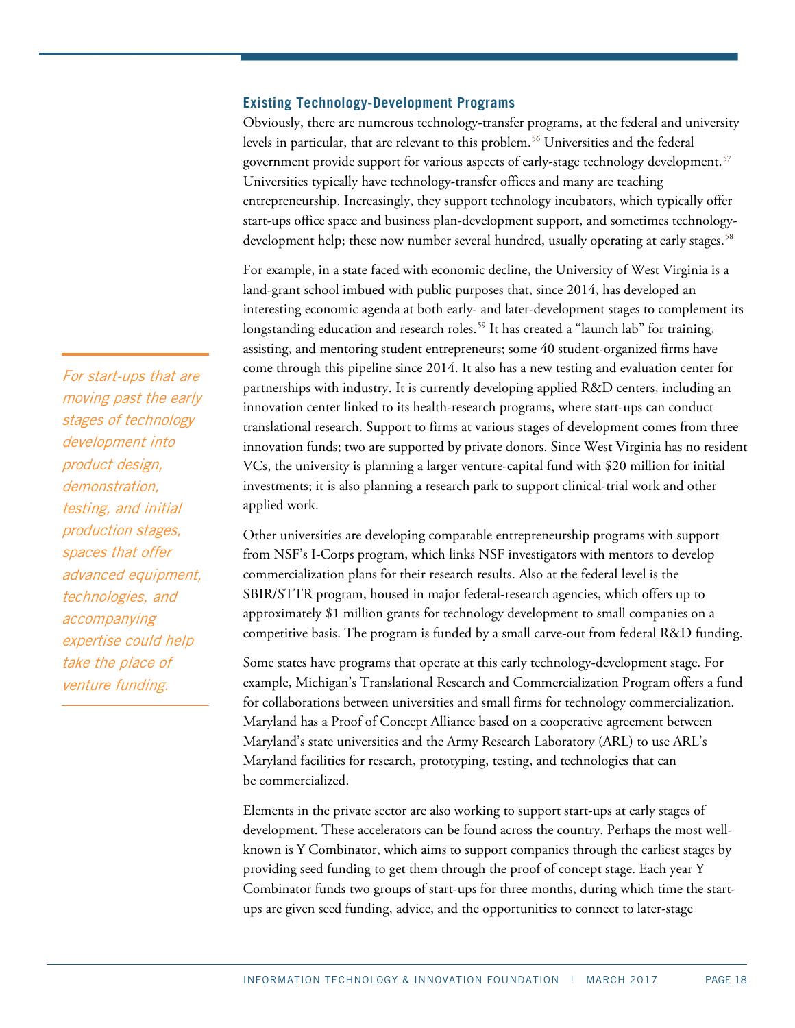### Existing Technology-Development Programs

Obviously, there are numerous technology-transfer programs, at the federal and university levels in particular, that are relevant to this problem.[56] Universities and the federal government provide support for various aspects of early-stage technology development.[57] Universities typically have technology-transfer offices and many are teaching entrepreneurship. Increasingly, they support technology incubators, which typically offer start-ups office space and business plan-development support, and sometimes technology-development help; these now number several hundred, usually operating at early stages.[58]

For example, in a state faced with economic decline, the University of West Virginia is a land-grant school imbued with public purposes that, since 2014, has developed an interesting economic agenda at both early- and later-development stages to complement its longstanding education and research roles.[59] It has created a "launch lab" for training, assisting, and mentoring student entrepreneurs; some 40 student-organized firms have come through this pipeline since 2014. It also has a new testing and evaluation center for partnerships with industry. It is currently developing applied R&D centers, including an innovation center linked to its health-research programs, where start-ups can conduct translational research. Support to firms at various stages of development comes from three innovation funds; two are supported by private donors. Since West Virginia has no resident VCs, the university is planning a larger venture-capital fund with $20 million for initial investments; it is also planning a research park to support clinical-trial work and other applied work.

*For start-ups that are moving past the early stages of technology development into product design, demonstration, testing, and initial production stages, spaces that offer advanced equipment, technologies, and accompanying expertise could help take the place of venture funding.*

Other universities are developing comparable entrepreneurship programs with support from NSF's I-Corps program, which links NSF investigators with mentors to develop commercialization plans for their research results. Also at the federal level is the SBIR/STTR program, housed in major federal-research agencies, which offers up to approximately $1 million grants for technology development to small companies on a competitive basis. The program is funded by a small carve-out from federal R&D funding.

Some states have programs that operate at this early technology-development stage. For example, Michigan's Translational Research and Commercialization Program offers a fund for collaborations between universities and small firms for technology commercialization. Maryland has a Proof of Concept Alliance based on a cooperative agreement between Maryland's state universities and the Army Research Laboratory (ARL) to use ARL's Maryland facilities for research, prototyping, testing, and technologies that can be commercialized.

Elements in the private sector are also working to support start-ups at early stages of development. These accelerators can be found across the country. Perhaps the most well-known is Y Combinator, which aims to support companies through the earliest stages by providing seed funding to get them through the proof of concept stage. Each year Y Combinator funds two groups of start-ups for three months, during which time the start-ups are given seed funding, advice, and the opportunities to connect to later-stage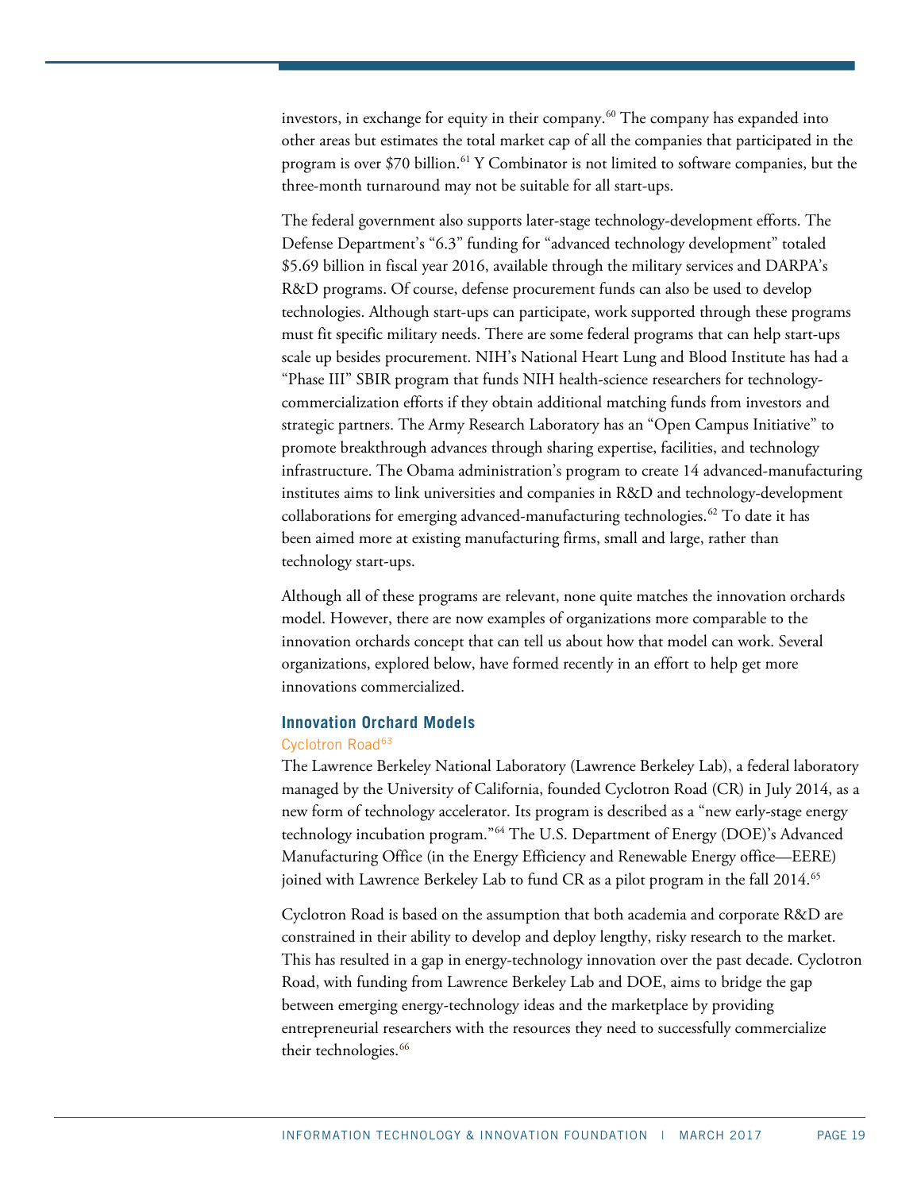investors, in exchange for equity in their company.[60] The company has expanded into other areas but estimates the total market cap of all the companies that participated in the program is over $70 billion.[61] Y Combinator is not limited to software companies, but the three-month turnaround may not be suitable for all start-ups.

The federal government also supports later-stage technology-development efforts. The Defense Department's "6.3" funding for "advanced technology development" totaled $5.69 billion in fiscal year 2016, available through the military services and DARPA's R&D programs. Of course, defense procurement funds can also be used to develop technologies. Although start-ups can participate, work supported through these programs must fit specific military needs. There are some federal programs that can help start-ups scale up besides procurement. NIH's National Heart Lung and Blood Institute has had a "Phase III" SBIR program that funds NIH health-science researchers for technology-commercialization efforts if they obtain additional matching funds from investors and strategic partners. The Army Research Laboratory has an "Open Campus Initiative" to promote breakthrough advances through sharing expertise, facilities, and technology infrastructure. The Obama administration's program to create 14 advanced-manufacturing institutes aims to link universities and companies in R&D and technology-development collaborations for emerging advanced-manufacturing technologies.[62] To date it has been aimed more at existing manufacturing firms, small and large, rather than technology start-ups.

Although all of these programs are relevant, none quite matches the innovation orchards model. However, there are now examples of organizations more comparable to the innovation orchards concept that can tell us about how that model can work. Several organizations, explored below, have formed recently in an effort to help get more innovations commercialized.

## Innovation Orchard Models

### Cyclotron Road[63]

The Lawrence Berkeley National Laboratory (Lawrence Berkeley Lab), a federal laboratory managed by the University of California, founded Cyclotron Road (CR) in July 2014, as a new form of technology accelerator. Its program is described as a "new early-stage energy technology incubation program."[64] The U.S. Department of Energy (DOE)'s Advanced Manufacturing Office (in the Energy Efficiency and Renewable Energy office—EERE) joined with Lawrence Berkeley Lab to fund CR as a pilot program in the fall 2014.[65]

Cyclotron Road is based on the assumption that both academia and corporate R&D are constrained in their ability to develop and deploy lengthy, risky research to the market. This has resulted in a gap in energy-technology innovation over the past decade. Cyclotron Road, with funding from Lawrence Berkeley Lab and DOE, aims to bridge the gap between emerging energy-technology ideas and the marketplace by providing entrepreneurial researchers with the resources they need to successfully commercialize their technologies.[66]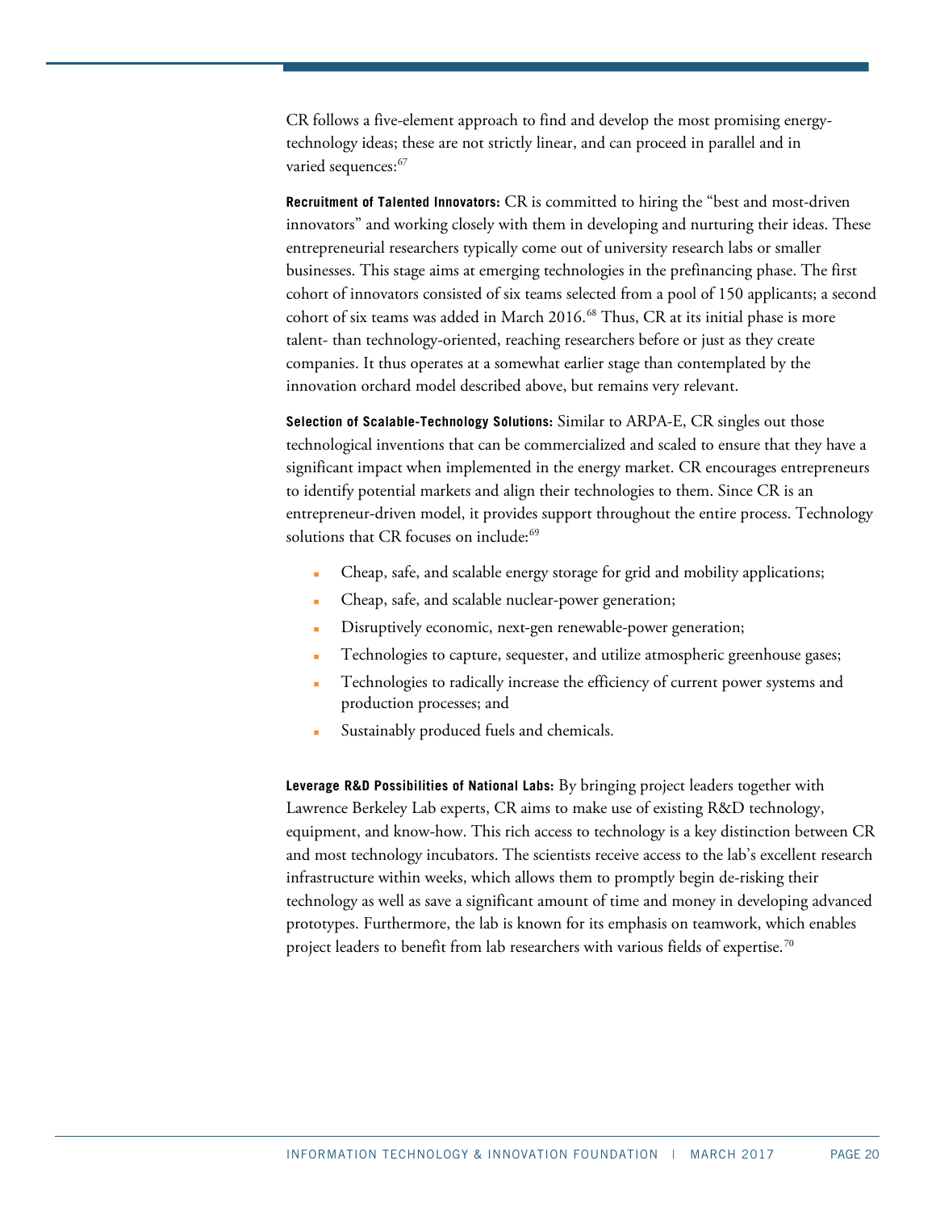CR follows a five-element approach to find and develop the most promising energy-technology ideas; these are not strictly linear, and can proceed in parallel and in varied sequences:[67]

**Recruitment of Talented Innovators:** CR is committed to hiring the "best and most-driven innovators" and working closely with them in developing and nurturing their ideas. These entrepreneurial researchers typically come out of university research labs or smaller businesses. This stage aims at emerging technologies in the prefinancing phase. The first cohort of innovators consisted of six teams selected from a pool of 150 applicants; a second cohort of six teams was added in March 2016.[68] Thus, CR at its initial phase is more talent- than technology-oriented, reaching researchers before or just as they create companies. It thus operates at a somewhat earlier stage than contemplated by the innovation orchard model described above, but remains very relevant.

**Selection of Scalable-Technology Solutions:** Similar to ARPA-E, CR singles out those technological inventions that can be commercialized and scaled to ensure that they have a significant impact when implemented in the energy market. CR encourages entrepreneurs to identify potential markets and align their technologies to them. Since CR is an entrepreneur-driven model, it provides support throughout the entire process. Technology solutions that CR focuses on include:[69]

- Cheap, safe, and scalable energy storage for grid and mobility applications;
- Cheap, safe, and scalable nuclear-power generation;
- Disruptively economic, next-gen renewable-power generation;
- Technologies to capture, sequester, and utilize atmospheric greenhouse gases;
- Technologies to radically increase the efficiency of current power systems and production processes; and
- Sustainably produced fuels and chemicals.

**Leverage R&D Possibilities of National Labs:** By bringing project leaders together with Lawrence Berkeley Lab experts, CR aims to make use of existing R&D technology, equipment, and know-how. This rich access to technology is a key distinction between CR and most technology incubators. The scientists receive access to the lab's excellent research infrastructure within weeks, which allows them to promptly begin de-risking their technology as well as save a significant amount of time and money in developing advanced prototypes. Furthermore, the lab is known for its emphasis on teamwork, which enables project leaders to benefit from lab researchers with various fields of expertise.[70]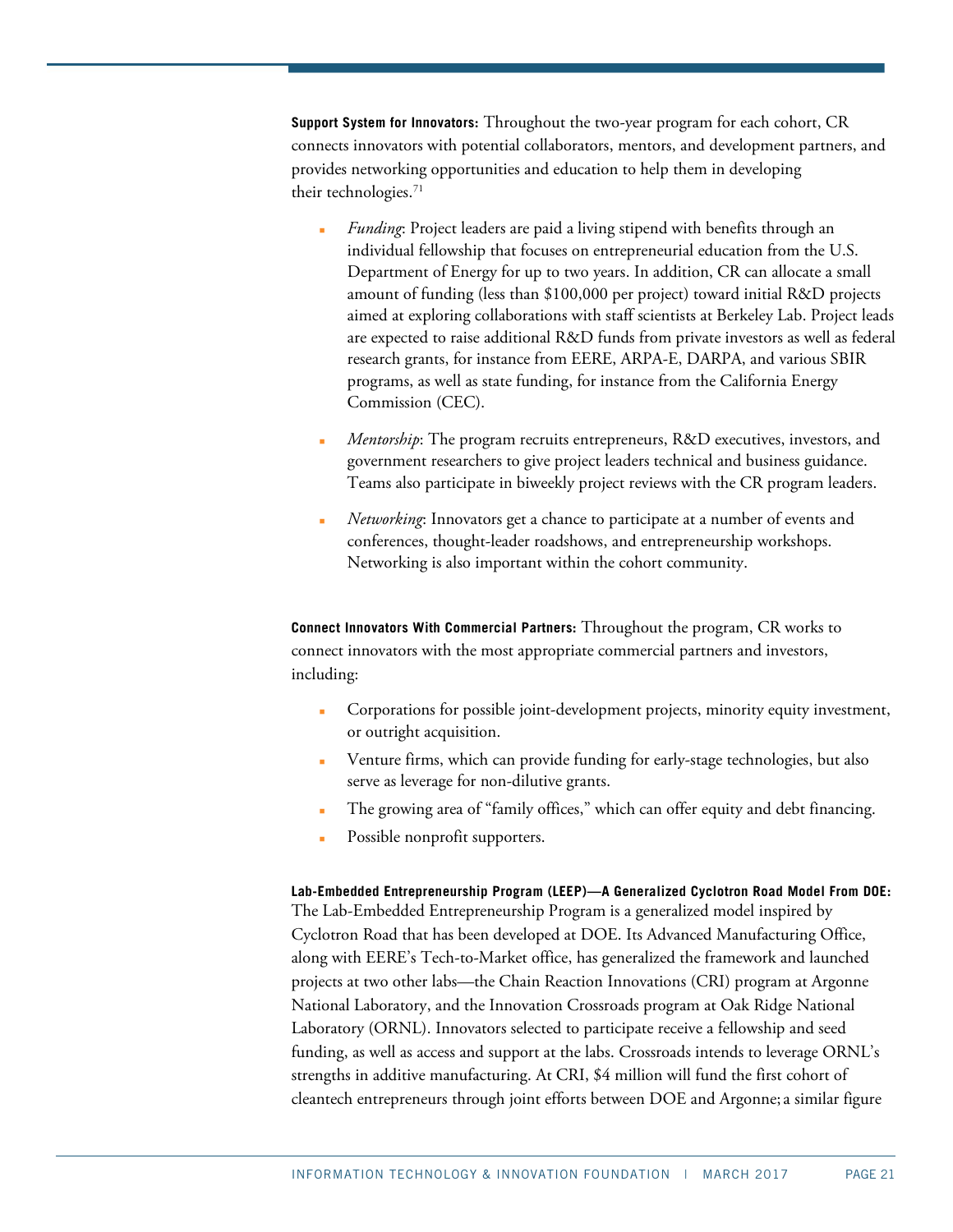**Support System for Innovators:** Throughout the two-year program for each cohort, CR connects innovators with potential collaborators, mentors, and development partners, and provides networking opportunities and education to help them in developing their technologies.[71]

- *Funding*: Project leaders are paid a living stipend with benefits through an individual fellowship that focuses on entrepreneurial education from the U.S. Department of Energy for up to two years. In addition, CR can allocate a small amount of funding (less than $100,000 per project) toward initial R&D projects aimed at exploring collaborations with staff scientists at Berkeley Lab. Project leads are expected to raise additional R&D funds from private investors as well as federal research grants, for instance from EERE, ARPA-E, DARPA, and various SBIR programs, as well as state funding, for instance from the California Energy Commission (CEC).
- *Mentorship*: The program recruits entrepreneurs, R&D executives, investors, and government researchers to give project leaders technical and business guidance. Teams also participate in biweekly project reviews with the CR program leaders.
- *Networking*: Innovators get a chance to participate at a number of events and conferences, thought-leader roadshows, and entrepreneurship workshops. Networking is also important within the cohort community.

**Connect Innovators With Commercial Partners:** Throughout the program, CR works to connect innovators with the most appropriate commercial partners and investors, including:

- Corporations for possible joint-development projects, minority equity investment, or outright acquisition.
- Venture firms, which can provide funding for early-stage technologies, but also serve as leverage for non-dilutive grants.
- The growing area of "family offices," which can offer equity and debt financing.
- Possible nonprofit supporters.

**Lab-Embedded Entrepreneurship Program (LEEP)—A Generalized Cyclotron Road Model From DOE:** The Lab-Embedded Entrepreneurship Program is a generalized model inspired by Cyclotron Road that has been developed at DOE. Its Advanced Manufacturing Office, along with EERE's Tech-to-Market office, has generalized the framework and launched projects at two other labs—the Chain Reaction Innovations (CRI) program at Argonne National Laboratory, and the Innovation Crossroads program at Oak Ridge National Laboratory (ORNL). Innovators selected to participate receive a fellowship and seed funding, as well as access and support at the labs. Crossroads intends to leverage ORNL's strengths in additive manufacturing. At CRI, $4 million will fund the first cohort of cleantech entrepreneurs through joint efforts between DOE and Argonne; a similar figure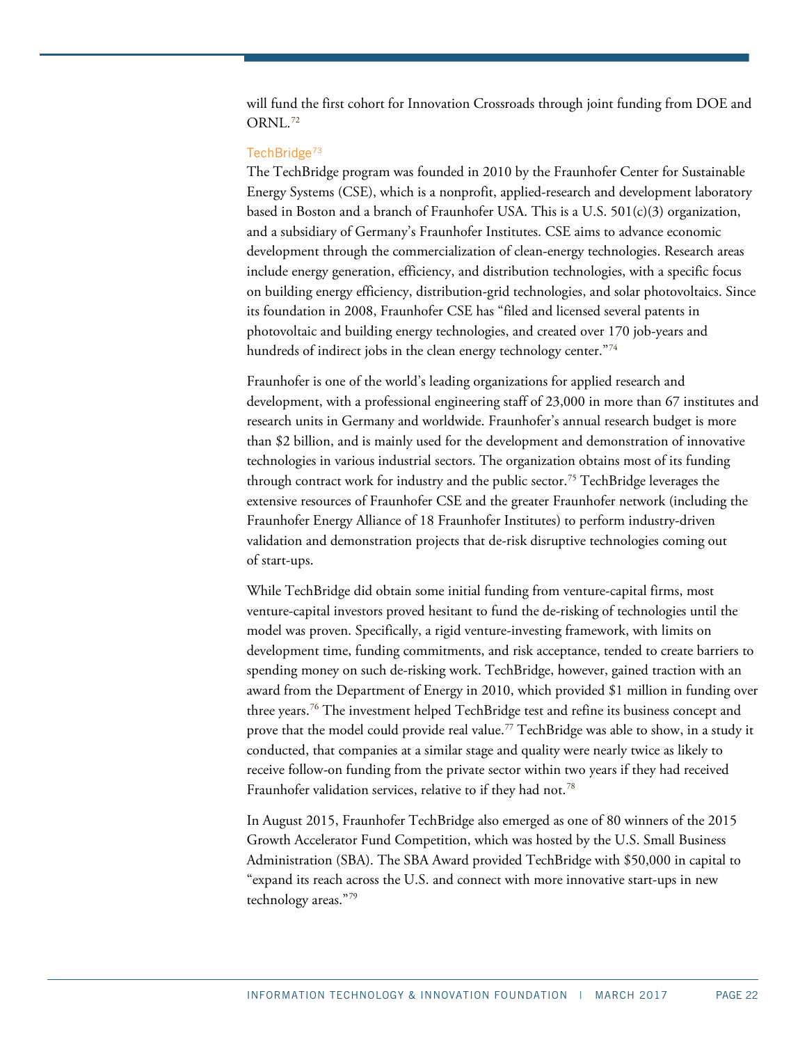will fund the first cohort for Innovation Crossroads through joint funding from DOE and ORNL.[72]

### TechBridge[73]

The TechBridge program was founded in 2010 by the Fraunhofer Center for Sustainable Energy Systems (CSE), which is a nonprofit, applied-research and development laboratory based in Boston and a branch of Fraunhofer USA. This is a U.S. 501(c)(3) organization, and a subsidiary of Germany's Fraunhofer Institutes. CSE aims to advance economic development through the commercialization of clean-energy technologies. Research areas include energy generation, efficiency, and distribution technologies, with a specific focus on building energy efficiency, distribution-grid technologies, and solar photovoltaics. Since its foundation in 2008, Fraunhofer CSE has "filed and licensed several patents in photovoltaic and building energy technologies, and created over 170 job-years and hundreds of indirect jobs in the clean energy technology center."[74]

Fraunhofer is one of the world's leading organizations for applied research and development, with a professional engineering staff of 23,000 in more than 67 institutes and research units in Germany and worldwide. Fraunhofer's annual research budget is more than $2 billion, and is mainly used for the development and demonstration of innovative technologies in various industrial sectors. The organization obtains most of its funding through contract work for industry and the public sector.[75] TechBridge leverages the extensive resources of Fraunhofer CSE and the greater Fraunhofer network (including the Fraunhofer Energy Alliance of 18 Fraunhofer Institutes) to perform industry-driven validation and demonstration projects that de-risk disruptive technologies coming out of start-ups.

While TechBridge did obtain some initial funding from venture-capital firms, most venture-capital investors proved hesitant to fund the de-risking of technologies until the model was proven. Specifically, a rigid venture-investing framework, with limits on development time, funding commitments, and risk acceptance, tended to create barriers to spending money on such de-risking work. TechBridge, however, gained traction with an award from the Department of Energy in 2010, which provided $1 million in funding over three years.[76] The investment helped TechBridge test and refine its business concept and prove that the model could provide real value.[77] TechBridge was able to show, in a study it conducted, that companies at a similar stage and quality were nearly twice as likely to receive follow-on funding from the private sector within two years if they had received Fraunhofer validation services, relative to if they had not.[78]

In August 2015, Fraunhofer TechBridge also emerged as one of 80 winners of the 2015 Growth Accelerator Fund Competition, which was hosted by the U.S. Small Business Administration (SBA). The SBA Award provided TechBridge with $50,000 in capital to "expand its reach across the U.S. and connect with more innovative start-ups in new technology areas."[79]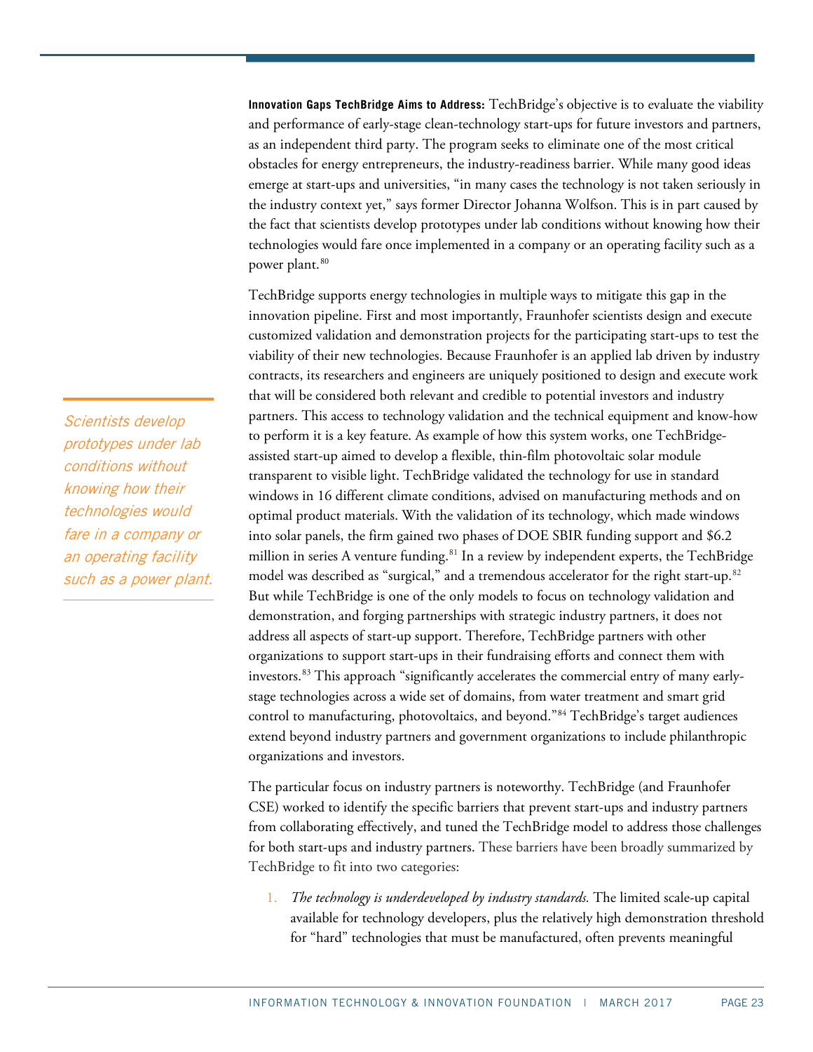**Innovation Gaps TechBridge Aims to Address:** TechBridge's objective is to evaluate the viability and performance of early-stage clean-technology start-ups for future investors and partners, as an independent third party. The program seeks to eliminate one of the most critical obstacles for energy entrepreneurs, the industry-readiness barrier. While many good ideas emerge at start-ups and universities, "in many cases the technology is not taken seriously in the industry context yet," says former Director Johanna Wolfson. This is in part caused by the fact that scientists develop prototypes under lab conditions without knowing how their technologies would fare once implemented in a company or an operating facility such as a power plant.[80]

*Scientists develop prototypes under lab conditions without knowing how their technologies would fare in a company or an operating facility such as a power plant.*

TechBridge supports energy technologies in multiple ways to mitigate this gap in the innovation pipeline. First and most importantly, Fraunhofer scientists design and execute customized validation and demonstration projects for the participating start-ups to test the viability of their new technologies. Because Fraunhofer is an applied lab driven by industry contracts, its researchers and engineers are uniquely positioned to design and execute work that will be considered both relevant and credible to potential investors and industry partners. This access to technology validation and the technical equipment and know-how to perform it is a key feature. As example of how this system works, one TechBridge-assisted start-up aimed to develop a flexible, thin-film photovoltaic solar module transparent to visible light. TechBridge validated the technology for use in standard windows in 16 different climate conditions, advised on manufacturing methods and on optimal product materials. With the validation of its technology, which made windows into solar panels, the firm gained two phases of DOE SBIR funding support and $6.2 million in series A venture funding.[81] In a review by independent experts, the TechBridge model was described as "surgical," and a tremendous accelerator for the right start-up.[82] But while TechBridge is one of the only models to focus on technology validation and demonstration, and forging partnerships with strategic industry partners, it does not address all aspects of start-up support. Therefore, TechBridge partners with other organizations to support start-ups in their fundraising efforts and connect them with investors.[83] This approach "significantly accelerates the commercial entry of many early-stage technologies across a wide set of domains, from water treatment and smart grid control to manufacturing, photovoltaics, and beyond."[84] TechBridge's target audiences extend beyond industry partners and government organizations to include philanthropic organizations and investors.

The particular focus on industry partners is noteworthy. TechBridge (and Fraunhofer CSE) worked to identify the specific barriers that prevent start-ups and industry partners from collaborating effectively, and tuned the TechBridge model to address those challenges for both start-ups and industry partners. These barriers have been broadly summarized by TechBridge to fit into two categories:

1. *The technology is underdeveloped by industry standards.* The limited scale-up capital available for technology developers, plus the relatively high demonstration threshold for "hard" technologies that must be manufactured, often prevents meaningful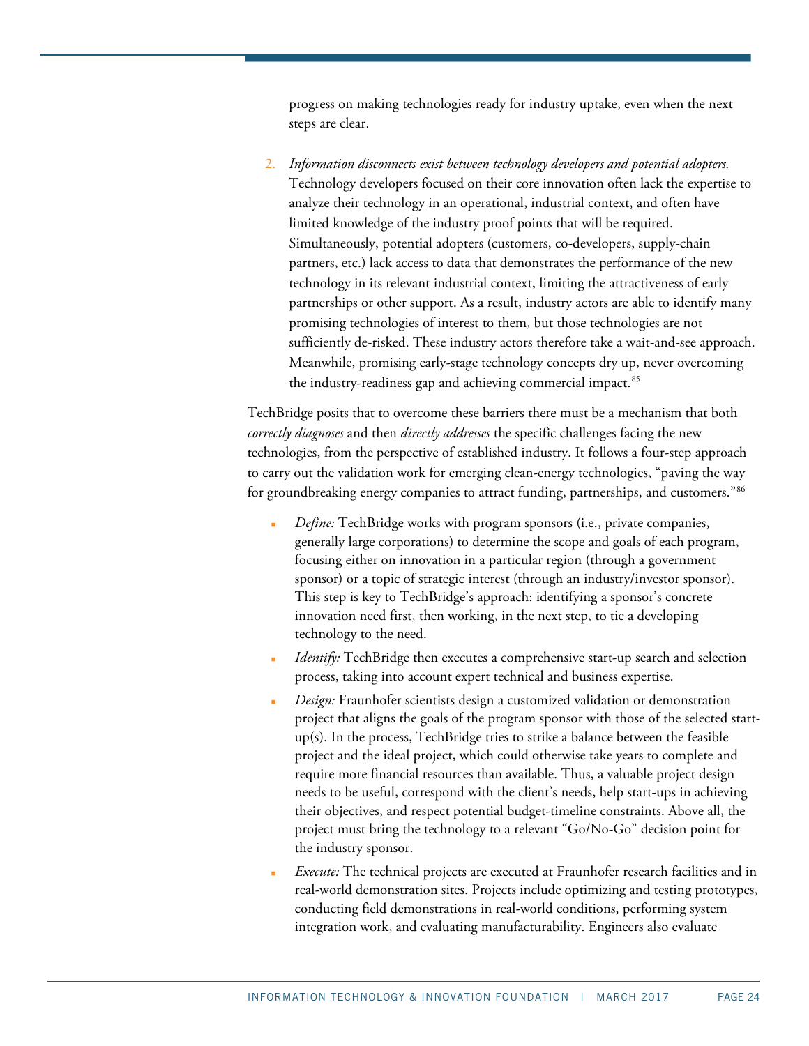progress on making technologies ready for industry uptake, even when the next steps are clear.

2. *Information disconnects exist between technology developers and potential adopters.* Technology developers focused on their core innovation often lack the expertise to analyze their technology in an operational, industrial context, and often have limited knowledge of the industry proof points that will be required. Simultaneously, potential adopters (customers, co-developers, supply-chain partners, etc.) lack access to data that demonstrates the performance of the new technology in its relevant industrial context, limiting the attractiveness of early partnerships or other support. As a result, industry actors are able to identify many promising technologies of interest to them, but those technologies are not sufficiently de-risked. These industry actors therefore take a wait-and-see approach. Meanwhile, promising early-stage technology concepts dry up, never overcoming the industry-readiness gap and achieving commercial impact.[85]

TechBridge posits that to overcome these barriers there must be a mechanism that both *correctly diagnoses* and then *directly addresses* the specific challenges facing the new technologies, from the perspective of established industry. It follows a four-step approach to carry out the validation work for emerging clean-energy technologies, "paving the way for groundbreaking energy companies to attract funding, partnerships, and customers."[86]

- *Define:* TechBridge works with program sponsors (i.e., private companies, generally large corporations) to determine the scope and goals of each program, focusing either on innovation in a particular region (through a government sponsor) or a topic of strategic interest (through an industry/investor sponsor). This step is key to TechBridge's approach: identifying a sponsor's concrete innovation need first, then working, in the next step, to tie a developing technology to the need.
- *Identify:* TechBridge then executes a comprehensive start-up search and selection process, taking into account expert technical and business expertise.
- *Design:* Fraunhofer scientists design a customized validation or demonstration project that aligns the goals of the program sponsor with those of the selected start-up(s). In the process, TechBridge tries to strike a balance between the feasible project and the ideal project, which could otherwise take years to complete and require more financial resources than available. Thus, a valuable project design needs to be useful, correspond with the client's needs, help start-ups in achieving their objectives, and respect potential budget-timeline constraints. Above all, the project must bring the technology to a relevant "Go/No-Go" decision point for the industry sponsor.
- *Execute:* The technical projects are executed at Fraunhofer research facilities and in real-world demonstration sites. Projects include optimizing and testing prototypes, conducting field demonstrations in real-world conditions, performing system integration work, and evaluating manufacturability. Engineers also evaluate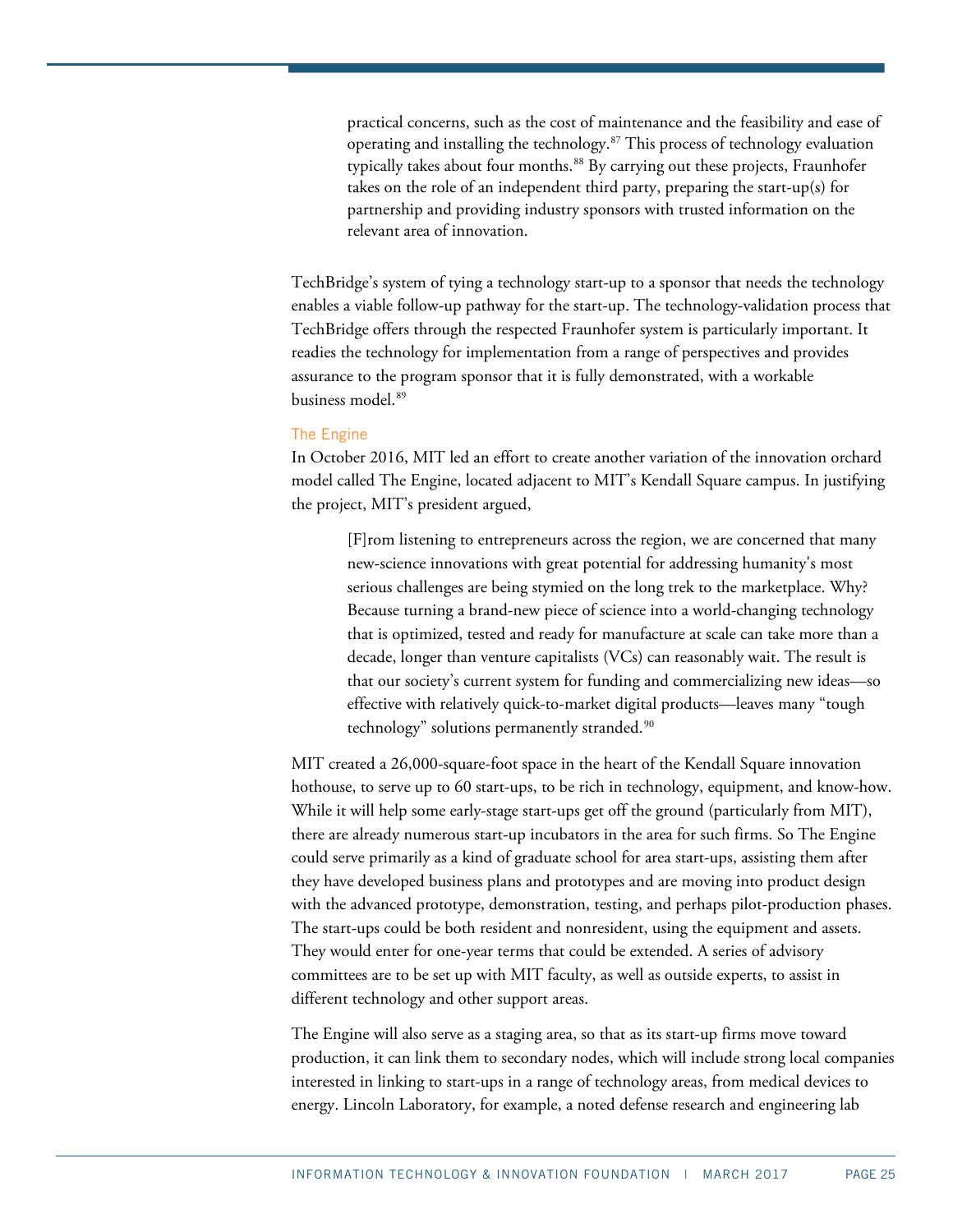> practical concerns, such as the cost of maintenance and the feasibility and ease of operating and installing the technology.[87] This process of technology evaluation typically takes about four months.[88] By carrying out these projects, Fraunhofer takes on the role of an independent third party, preparing the start-up(s) for partnership and providing industry sponsors with trusted information on the relevant area of innovation.

TechBridge's system of tying a technology start-up to a sponsor that needs the technology enables a viable follow-up pathway for the start-up. The technology-validation process that TechBridge offers through the respected Fraunhofer system is particularly important. It readies the technology for implementation from a range of perspectives and provides assurance to the program sponsor that it is fully demonstrated, with a workable business model.[89]

### The Engine

In October 2016, MIT led an effort to create another variation of the innovation orchard model called The Engine, located adjacent to MIT's Kendall Square campus. In justifying the project, MIT's president argued,

> [F]rom listening to entrepreneurs across the region, we are concerned that many new-science innovations with great potential for addressing humanity's most serious challenges are being stymied on the long trek to the marketplace. Why? Because turning a brand-new piece of science into a world-changing technology that is optimized, tested and ready for manufacture at scale can take more than a decade, longer than venture capitalists (VCs) can reasonably wait. The result is that our society's current system for funding and commercializing new ideas—so effective with relatively quick-to-market digital products—leaves many "tough technology" solutions permanently stranded.[90]

MIT created a 26,000-square-foot space in the heart of the Kendall Square innovation hothouse, to serve up to 60 start-ups, to be rich in technology, equipment, and know-how. While it will help some early-stage start-ups get off the ground (particularly from MIT), there are already numerous start-up incubators in the area for such firms. So The Engine could serve primarily as a kind of graduate school for area start-ups, assisting them after they have developed business plans and prototypes and are moving into product design with the advanced prototype, demonstration, testing, and perhaps pilot-production phases. The start-ups could be both resident and nonresident, using the equipment and assets. They would enter for one-year terms that could be extended. A series of advisory committees are to be set up with MIT faculty, as well as outside experts, to assist in different technology and other support areas.

The Engine will also serve as a staging area, so that as its start-up firms move toward production, it can link them to secondary nodes, which will include strong local companies interested in linking to start-ups in a range of technology areas, from medical devices to energy. Lincoln Laboratory, for example, a noted defense research and engineering lab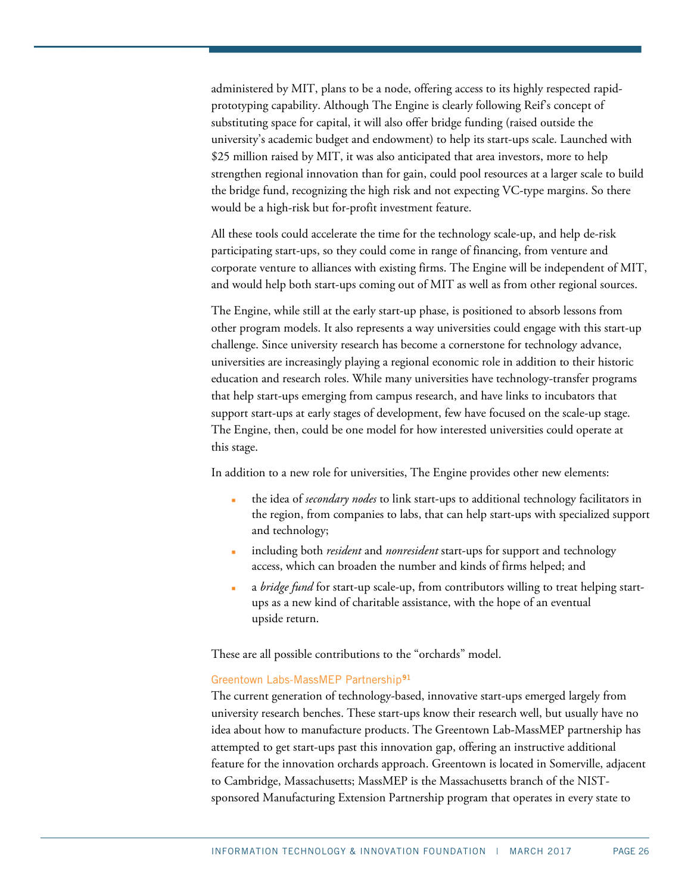administered by MIT, plans to be a node, offering access to its highly respected rapid-prototyping capability. Although The Engine is clearly following Reif's concept of substituting space for capital, it will also offer bridge funding (raised outside the university's academic budget and endowment) to help its start-ups scale. Launched with $25 million raised by MIT, it was also anticipated that area investors, more to help strengthen regional innovation than for gain, could pool resources at a larger scale to build the bridge fund, recognizing the high risk and not expecting VC-type margins. So there would be a high-risk but for-profit investment feature.

All these tools could accelerate the time for the technology scale-up, and help de-risk participating start-ups, so they could come in range of financing, from venture and corporate venture to alliances with existing firms. The Engine will be independent of MIT, and would help both start-ups coming out of MIT as well as from other regional sources.

The Engine, while still at the early start-up phase, is positioned to absorb lessons from other program models. It also represents a way universities could engage with this start-up challenge. Since university research has become a cornerstone for technology advance, universities are increasingly playing a regional economic role in addition to their historic education and research roles. While many universities have technology-transfer programs that help start-ups emerging from campus research, and have links to incubators that support start-ups at early stages of development, few have focused on the scale-up stage. The Engine, then, could be one model for how interested universities could operate at this stage.

In addition to a new role for universities, The Engine provides other new elements:

- the idea of *secondary nodes* to link start-ups to additional technology facilitators in the region, from companies to labs, that can help start-ups with specialized support and technology;
- including both *resident* and *nonresident* start-ups for support and technology access, which can broaden the number and kinds of firms helped; and
- a *bridge fund* for start-up scale-up, from contributors willing to treat helping start-ups as a new kind of charitable assistance, with the hope of an eventual upside return.

These are all possible contributions to the "orchards" model.

### Greentown Labs-MassMEP Partnership[91]

The current generation of technology-based, innovative start-ups emerged largely from university research benches. These start-ups know their research well, but usually have no idea about how to manufacture products. The Greentown Lab-MassMEP partnership has attempted to get start-ups past this innovation gap, offering an instructive additional feature for the innovation orchards approach. Greentown is located in Somerville, adjacent to Cambridge, Massachusetts; MassMEP is the Massachusetts branch of the NIST-sponsored Manufacturing Extension Partnership program that operates in every state to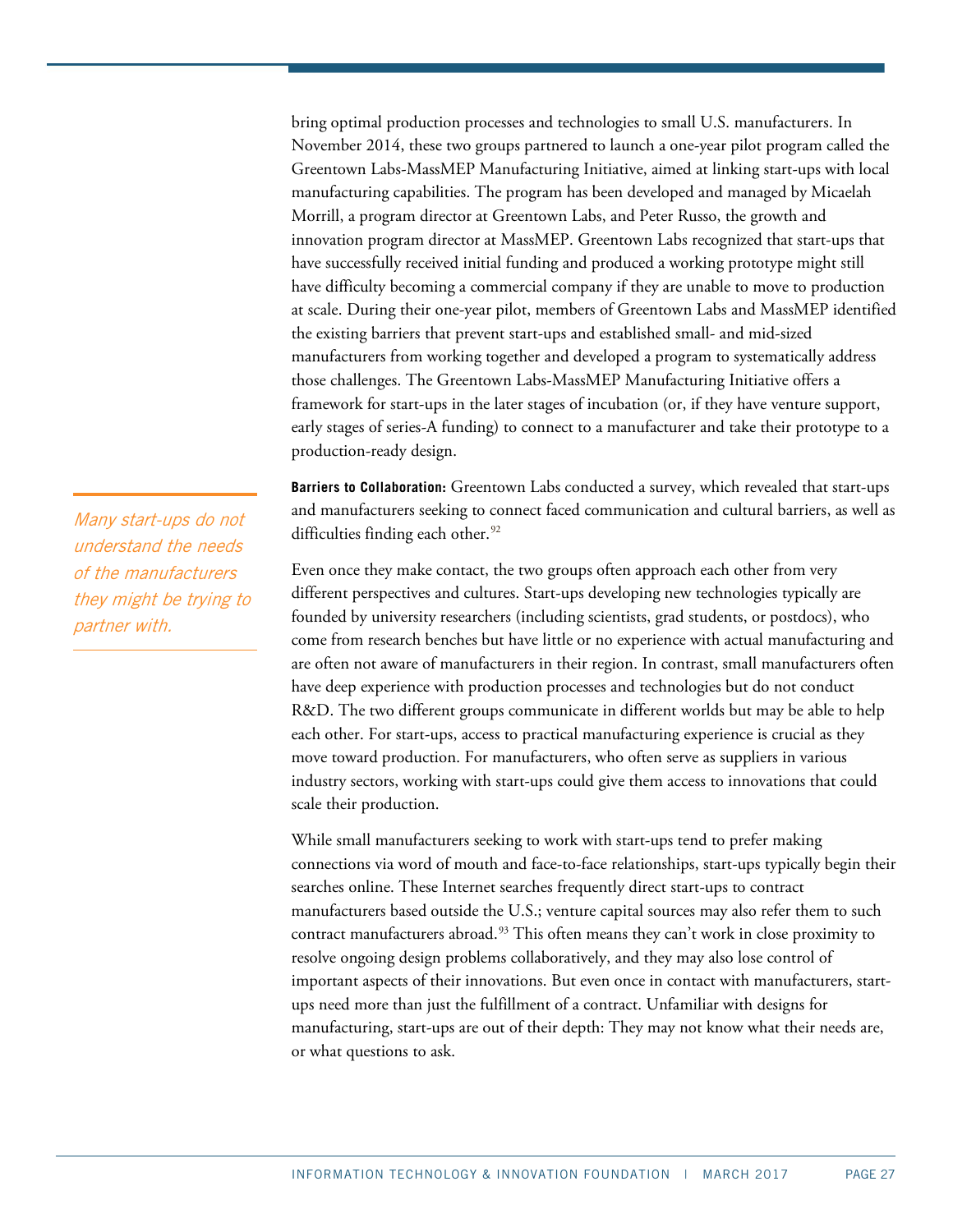bring optimal production processes and technologies to small U.S. manufacturers. In November 2014, these two groups partnered to launch a one-year pilot program called the Greentown Labs-MassMEP Manufacturing Initiative, aimed at linking start-ups with local manufacturing capabilities. The program has been developed and managed by Micaelah Morrill, a program director at Greentown Labs, and Peter Russo, the growth and innovation program director at MassMEP. Greentown Labs recognized that start-ups that have successfully received initial funding and produced a working prototype might still have difficulty becoming a commercial company if they are unable to move to production at scale. During their one-year pilot, members of Greentown Labs and MassMEP identified the existing barriers that prevent start-ups and established small- and mid-sized manufacturers from working together and developed a program to systematically address those challenges. The Greentown Labs-MassMEP Manufacturing Initiative offers a framework for start-ups in the later stages of incubation (or, if they have venture support, early stages of series-A funding) to connect to a manufacturer and take their prototype to a production-ready design.

*Many start-ups do not understand the needs of the manufacturers they might be trying to partner with.*

**Barriers to Collaboration:** Greentown Labs conducted a survey, which revealed that start-ups and manufacturers seeking to connect faced communication and cultural barriers, as well as difficulties finding each other.[92]

Even once they make contact, the two groups often approach each other from very different perspectives and cultures. Start-ups developing new technologies typically are founded by university researchers (including scientists, grad students, or postdocs), who come from research benches but have little or no experience with actual manufacturing and are often not aware of manufacturers in their region. In contrast, small manufacturers often have deep experience with production processes and technologies but do not conduct R&D. The two different groups communicate in different worlds but may be able to help each other. For start-ups, access to practical manufacturing experience is crucial as they move toward production. For manufacturers, who often serve as suppliers in various industry sectors, working with start-ups could give them access to innovations that could scale their production.

While small manufacturers seeking to work with start-ups tend to prefer making connections via word of mouth and face-to-face relationships, start-ups typically begin their searches online. These Internet searches frequently direct start-ups to contract manufacturers based outside the U.S.; venture capital sources may also refer them to such contract manufacturers abroad.[93] This often means they can't work in close proximity to resolve ongoing design problems collaboratively, and they may also lose control of important aspects of their innovations. But even once in contact with manufacturers, start-ups need more than just the fulfillment of a contract. Unfamiliar with designs for manufacturing, start-ups are out of their depth: They may not know what their needs are, or what questions to ask.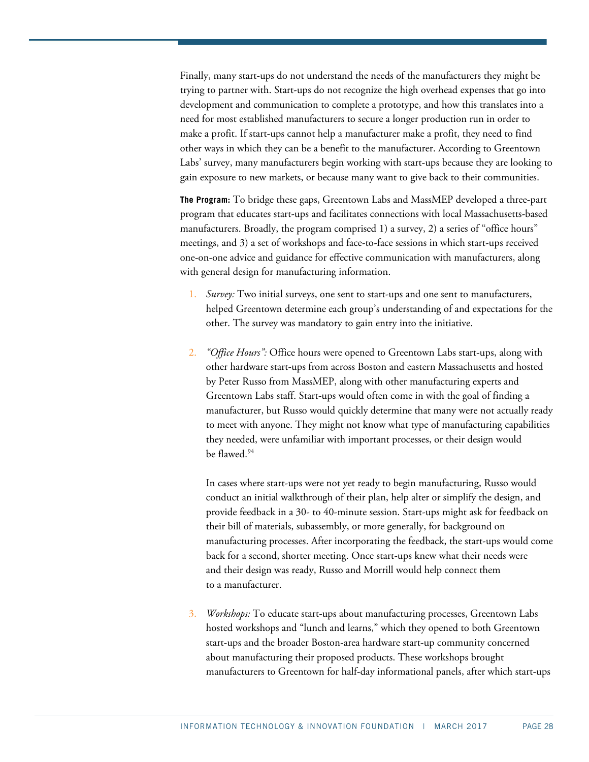Finally, many start-ups do not understand the needs of the manufacturers they might be trying to partner with. Start-ups do not recognize the high overhead expenses that go into development and communication to complete a prototype, and how this translates into a need for most established manufacturers to secure a longer production run in order to make a profit. If start-ups cannot help a manufacturer make a profit, they need to find other ways in which they can be a benefit to the manufacturer. According to Greentown Labs' survey, many manufacturers begin working with start-ups because they are looking to gain exposure to new markets, or because many want to give back to their communities.

**The Program:** To bridge these gaps, Greentown Labs and MassMEP developed a three-part program that educates start-ups and facilitates connections with local Massachusetts-based manufacturers. Broadly, the program comprised 1) a survey, 2) a series of "office hours" meetings, and 3) a set of workshops and face-to-face sessions in which start-ups received one-on-one advice and guidance for effective communication with manufacturers, along with general design for manufacturing information.

1. *Survey:* Two initial surveys, one sent to start-ups and one sent to manufacturers, helped Greentown determine each group's understanding of and expectations for the other. The survey was mandatory to gain entry into the initiative.

2. *"Office Hours":* Office hours were opened to Greentown Labs start-ups, along with other hardware start-ups from across Boston and eastern Massachusetts and hosted by Peter Russo from MassMEP, along with other manufacturing experts and Greentown Labs staff. Start-ups would often come in with the goal of finding a manufacturer, but Russo would quickly determine that many were not actually ready to meet with anyone. They might not know what type of manufacturing capabilities they needed, were unfamiliar with important processes, or their design would be flawed.[94]

   In cases where start-ups were not yet ready to begin manufacturing, Russo would conduct an initial walkthrough of their plan, help alter or simplify the design, and provide feedback in a 30- to 40-minute session. Start-ups might ask for feedback on their bill of materials, subassembly, or more generally, for background on manufacturing processes. After incorporating the feedback, the start-ups would come back for a second, shorter meeting. Once start-ups knew what their needs were and their design was ready, Russo and Morrill would help connect them to a manufacturer.

3. *Workshops:* To educate start-ups about manufacturing processes, Greentown Labs hosted workshops and "lunch and learns," which they opened to both Greentown start-ups and the broader Boston-area hardware start-up community concerned about manufacturing their proposed products. These workshops brought manufacturers to Greentown for half-day informational panels, after which start-ups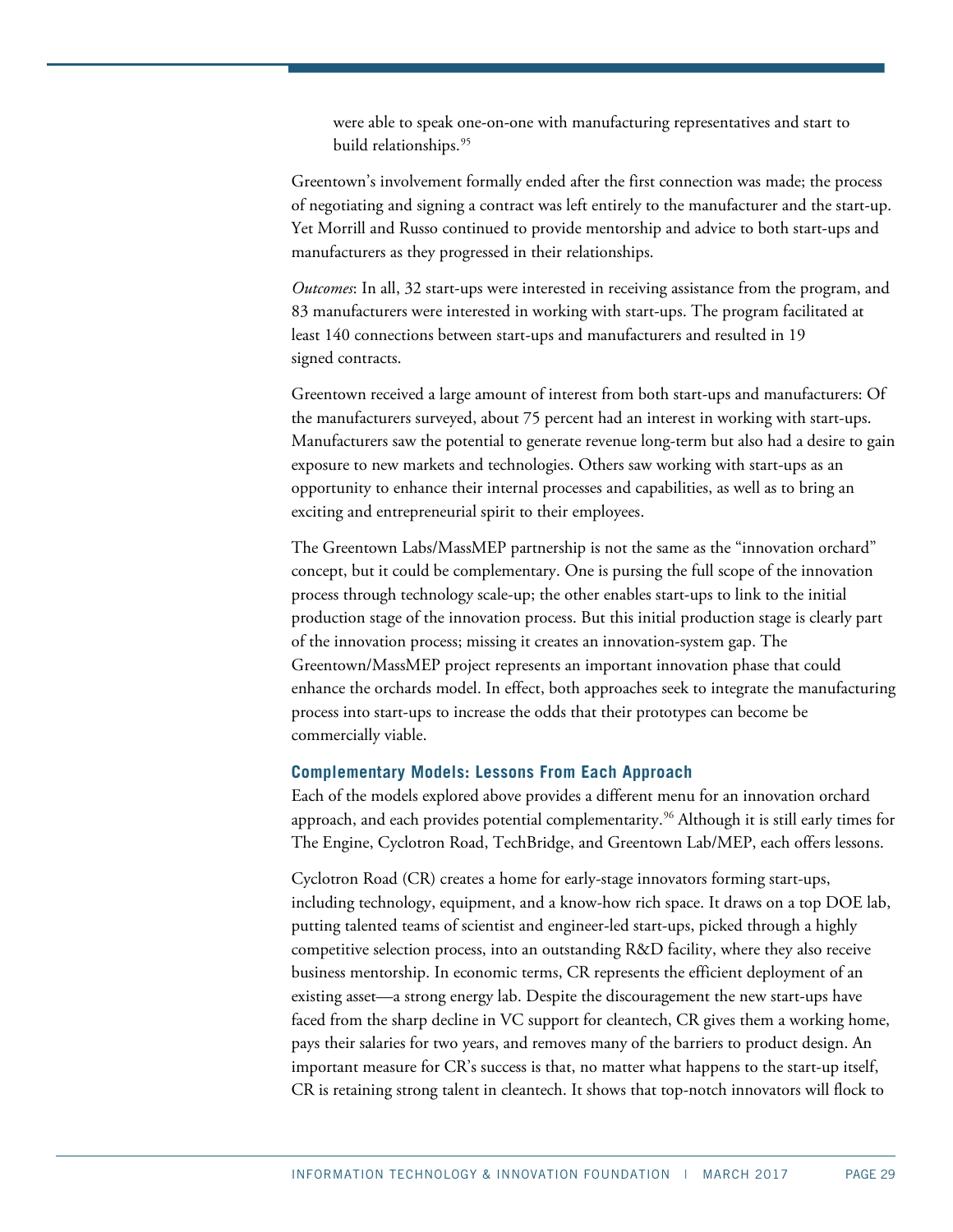were able to speak one-on-one with manufacturing representatives and start to build relationships.[95]

Greentown's involvement formally ended after the first connection was made; the process of negotiating and signing a contract was left entirely to the manufacturer and the start-up. Yet Morrill and Russo continued to provide mentorship and advice to both start-ups and manufacturers as they progressed in their relationships.

*Outcomes*: In all, 32 start-ups were interested in receiving assistance from the program, and 83 manufacturers were interested in working with start-ups. The program facilitated at least 140 connections between start-ups and manufacturers and resulted in 19 signed contracts.

Greentown received a large amount of interest from both start-ups and manufacturers: Of the manufacturers surveyed, about 75 percent had an interest in working with start-ups. Manufacturers saw the potential to generate revenue long-term but also had a desire to gain exposure to new markets and technologies. Others saw working with start-ups as an opportunity to enhance their internal processes and capabilities, as well as to bring an exciting and entrepreneurial spirit to their employees.

The Greentown Labs/MassMEP partnership is not the same as the "innovation orchard" concept, but it could be complementary. One is pursing the full scope of the innovation process through technology scale-up; the other enables start-ups to link to the initial production stage of the innovation process. But this initial production stage is clearly part of the innovation process; missing it creates an innovation-system gap. The Greentown/MassMEP project represents an important innovation phase that could enhance the orchards model. In effect, both approaches seek to integrate the manufacturing process into start-ups to increase the odds that their prototypes can become be commercially viable.

### Complementary Models: Lessons From Each Approach

Each of the models explored above provides a different menu for an innovation orchard approach, and each provides potential complementarity.[96] Although it is still early times for The Engine, Cyclotron Road, TechBridge, and Greentown Lab/MEP, each offers lessons.

Cyclotron Road (CR) creates a home for early-stage innovators forming start-ups, including technology, equipment, and a know-how rich space. It draws on a top DOE lab, putting talented teams of scientist and engineer-led start-ups, picked through a highly competitive selection process, into an outstanding R&D facility, where they also receive business mentorship. In economic terms, CR represents the efficient deployment of an existing asset—a strong energy lab. Despite the discouragement the new start-ups have faced from the sharp decline in VC support for cleantech, CR gives them a working home, pays their salaries for two years, and removes many of the barriers to product design. An important measure for CR's success is that, no matter what happens to the start-up itself, CR is retaining strong talent in cleantech. It shows that top-notch innovators will flock to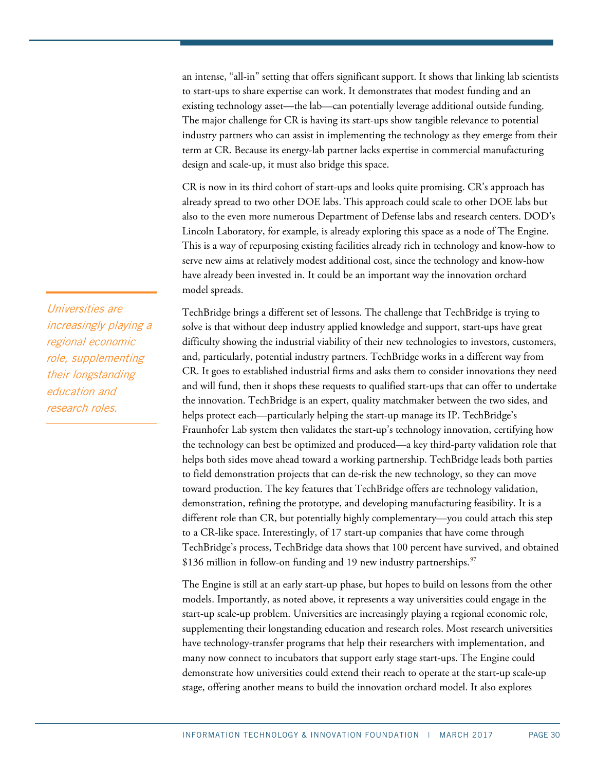an intense, "all-in" setting that offers significant support. It shows that linking lab scientists to start-ups to share expertise can work. It demonstrates that modest funding and an existing technology asset—the lab—can potentially leverage additional outside funding. The major challenge for CR is having its start-ups show tangible relevance to potential industry partners who can assist in implementing the technology as they emerge from their term at CR. Because its energy-lab partner lacks expertise in commercial manufacturing design and scale-up, it must also bridge this space.

CR is now in its third cohort of start-ups and looks quite promising. CR's approach has already spread to two other DOE labs. This approach could scale to other DOE labs but also to the even more numerous Department of Defense labs and research centers. DOD's Lincoln Laboratory, for example, is already exploring this space as a node of The Engine. This is a way of repurposing existing facilities already rich in technology and know-how to serve new aims at relatively modest additional cost, since the technology and know-how have already been invested in. It could be an important way the innovation orchard model spreads.

*Universities are increasingly playing a regional economic role, supplementing their longstanding education and research roles.*

TechBridge brings a different set of lessons. The challenge that TechBridge is trying to solve is that without deep industry applied knowledge and support, start-ups have great difficulty showing the industrial viability of their new technologies to investors, customers, and, particularly, potential industry partners. TechBridge works in a different way from CR. It goes to established industrial firms and asks them to consider innovations they need and will fund, then it shops these requests to qualified start-ups that can offer to undertake the innovation. TechBridge is an expert, quality matchmaker between the two sides, and helps protect each—particularly helping the start-up manage its IP. TechBridge's Fraunhofer Lab system then validates the start-up's technology innovation, certifying how the technology can best be optimized and produced—a key third-party validation role that helps both sides move ahead toward a working partnership. TechBridge leads both parties to field demonstration projects that can de-risk the new technology, so they can move toward production. The key features that TechBridge offers are technology validation, demonstration, refining the prototype, and developing manufacturing feasibility. It is a different role than CR, but potentially highly complementary—you could attach this step to a CR-like space. Interestingly, of 17 start-up companies that have come through TechBridge's process, TechBridge data shows that 100 percent have survived, and obtained $136 million in follow-on funding and 19 new industry partnerships.[97]

The Engine is still at an early start-up phase, but hopes to build on lessons from the other models. Importantly, as noted above, it represents a way universities could engage in the start-up scale-up problem. Universities are increasingly playing a regional economic role, supplementing their longstanding education and research roles. Most research universities have technology-transfer programs that help their researchers with implementation, and many now connect to incubators that support early stage start-ups. The Engine could demonstrate how universities could extend their reach to operate at the start-up scale-up stage, offering another means to build the innovation orchard model. It also explores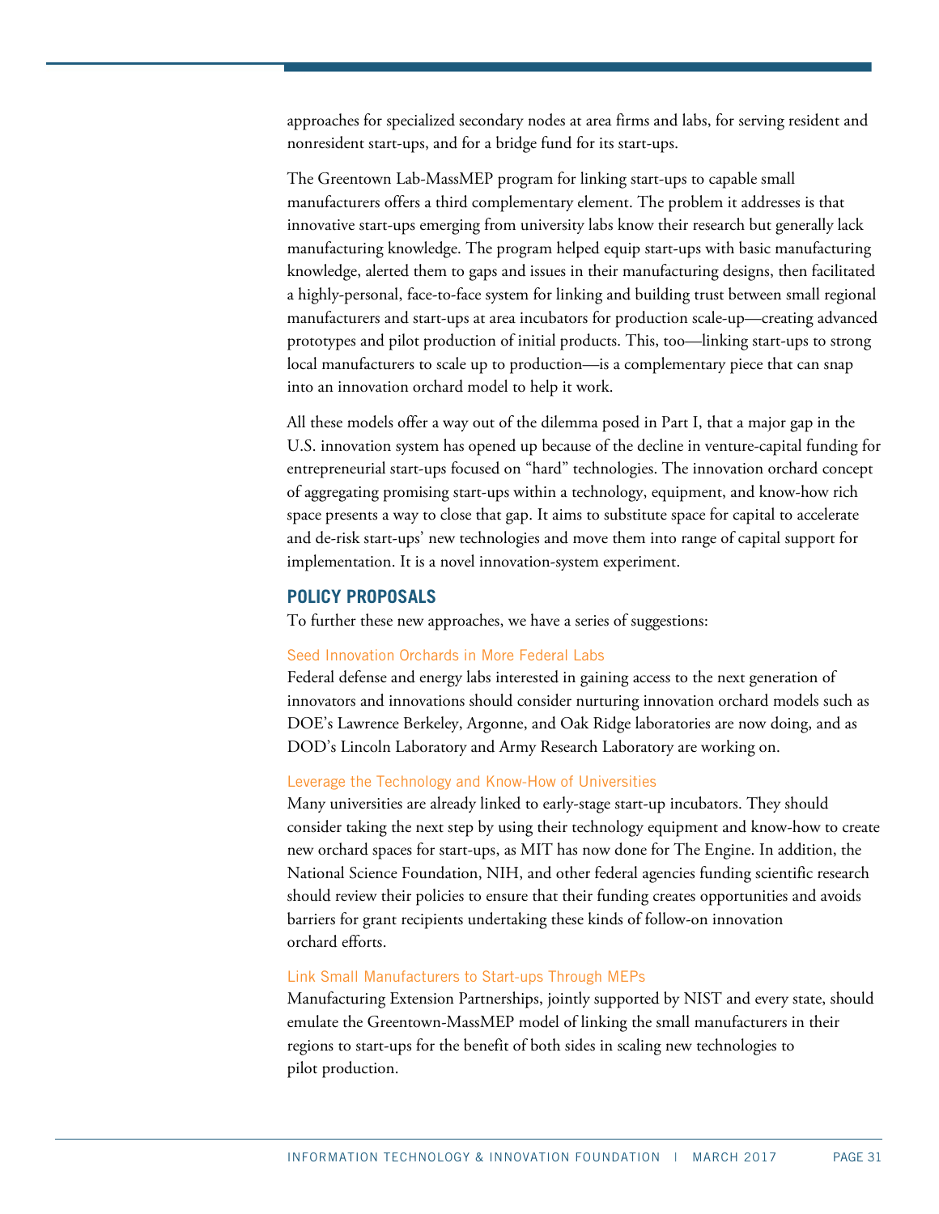approaches for specialized secondary nodes at area firms and labs, for serving resident and nonresident start-ups, and for a bridge fund for its start-ups.

The Greentown Lab-MassMEP program for linking start-ups to capable small manufacturers offers a third complementary element. The problem it addresses is that innovative start-ups emerging from university labs know their research but generally lack manufacturing knowledge. The program helped equip start-ups with basic manufacturing knowledge, alerted them to gaps and issues in their manufacturing designs, then facilitated a highly-personal, face-to-face system for linking and building trust between small regional manufacturers and start-ups at area incubators for production scale-up—creating advanced prototypes and pilot production of initial products. This, too—linking start-ups to strong local manufacturers to scale up to production—is a complementary piece that can snap into an innovation orchard model to help it work.

All these models offer a way out of the dilemma posed in Part I, that a major gap in the U.S. innovation system has opened up because of the decline in venture-capital funding for entrepreneurial start-ups focused on "hard" technologies. The innovation orchard concept of aggregating promising start-ups within a technology, equipment, and know-how rich space presents a way to close that gap. It aims to substitute space for capital to accelerate and de-risk start-ups' new technologies and move them into range of capital support for implementation. It is a novel innovation-system experiment.

## POLICY PROPOSALS

To further these new approaches, we have a series of suggestions:

### Seed Innovation Orchards in More Federal Labs

Federal defense and energy labs interested in gaining access to the next generation of innovators and innovations should consider nurturing innovation orchard models such as DOE's Lawrence Berkeley, Argonne, and Oak Ridge laboratories are now doing, and as DOD's Lincoln Laboratory and Army Research Laboratory are working on.

### Leverage the Technology and Know-How of Universities

Many universities are already linked to early-stage start-up incubators. They should consider taking the next step by using their technology equipment and know-how to create new orchard spaces for start-ups, as MIT has now done for The Engine. In addition, the National Science Foundation, NIH, and other federal agencies funding scientific research should review their policies to ensure that their funding creates opportunities and avoids barriers for grant recipients undertaking these kinds of follow-on innovation orchard efforts.

### Link Small Manufacturers to Start-ups Through MEPs

Manufacturing Extension Partnerships, jointly supported by NIST and every state, should emulate the Greentown-MassMEP model of linking the small manufacturers in their regions to start-ups for the benefit of both sides in scaling new technologies to pilot production.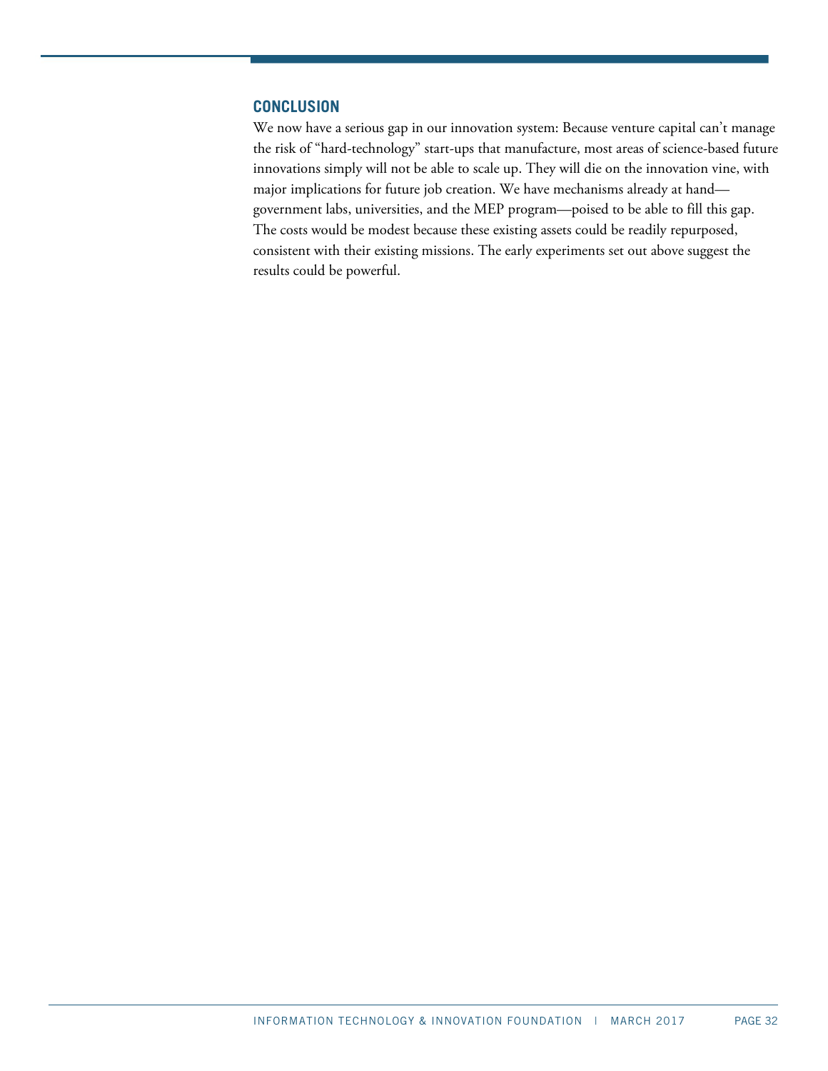## CONCLUSION

We now have a serious gap in our innovation system: Because venture capital can't manage the risk of "hard-technology" start-ups that manufacture, most areas of science-based future innovations simply will not be able to scale up. They will die on the innovation vine, with major implications for future job creation. We have mechanisms already at hand—government labs, universities, and the MEP program—poised to be able to fill this gap. The costs would be modest because these existing assets could be readily repurposed, consistent with their existing missions. The early experiments set out above suggest the results could be powerful.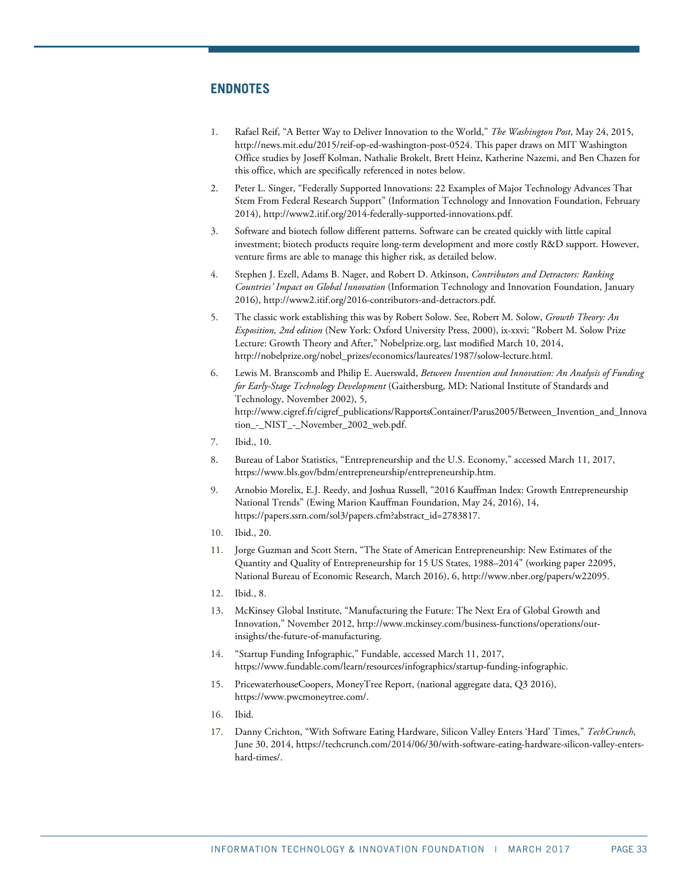## ENDNOTES

1. Rafael Reif, "A Better Way to Deliver Innovation to the World," *The Washington Post*, May 24, 2015, http://news.mit.edu/2015/reif-op-ed-washington-post-0524. This paper draws on MIT Washington Office studies by Joseff Kolman, Nathalie Brokelt, Brett Heinz, Katherine Nazemi, and Ben Chazen for this office, which are specifically referenced in notes below.

2. Peter L. Singer, "Federally Supported Innovations: 22 Examples of Major Technology Advances That Stem From Federal Research Support" (Information Technology and Innovation Foundation, February 2014), http://www2.itif.org/2014-federally-supported-innovations.pdf.

3. Software and biotech follow different patterns. Software can be created quickly with little capital investment; biotech products require long-term development and more costly R&D support. However, venture firms are able to manage this higher risk, as detailed below.

4. Stephen J. Ezell, Adams B. Nager, and Robert D. Atkinson, *Contributors and Detractors: Ranking Countries' Impact on Global Innovation* (Information Technology and Innovation Foundation, January 2016), http://www2.itif.org/2016-contributors-and-detractors.pdf.

5. The classic work establishing this was by Robert Solow. See, Robert M. Solow, *Growth Theory: An Exposition, 2nd edition* (New York: Oxford University Press, 2000), ix-xxvi; "Robert M. Solow Prize Lecture: Growth Theory and After," Nobelprize.org, last modified March 10, 2014, http://nobelprize.org/nobel_prizes/economics/laureates/1987/solow-lecture.html.

6. Lewis M. Branscomb and Philip E. Auerswald, *Between Invention and Innovation: An Analysis of Funding for Early-Stage Technology Development* (Gaithersburg, MD: National Institute of Standards and Technology, November 2002), 5, http://www.cigref.fr/cigref_publications/RapportsContainer/Parus2005/Between_Invention_and_Innovation_-_NIST_-_November_2002_web.pdf.

7. Ibid., 10.

8. Bureau of Labor Statistics, "Entrepreneurship and the U.S. Economy," accessed March 11, 2017, https://www.bls.gov/bdm/entrepreneurship/entrepreneurship.htm.

9. Arnobio Morelix, E.J. Reedy, and Joshua Russell, "2016 Kauffman Index: Growth Entrepreneurship National Trends" (Ewing Marion Kauffman Foundation, May 24, 2016), 14, https://papers.ssrn.com/sol3/papers.cfm?abstract_id=2783817.

10. Ibid., 20.

11. Jorge Guzman and Scott Stern, "The State of American Entrepreneurship: New Estimates of the Quantity and Quality of Entrepreneurship for 15 US States, 1988–2014" (working paper 22095, National Bureau of Economic Research, March 2016), 6, http://www.nber.org/papers/w22095.

12. Ibid., 8.

13. McKinsey Global Institute, "Manufacturing the Future: The Next Era of Global Growth and Innovation," November 2012, http://www.mckinsey.com/business-functions/operations/our-insights/the-future-of-manufacturing.

14. "Startup Funding Infographic," Fundable, accessed March 11, 2017, https://www.fundable.com/learn/resources/infographics/startup-funding-infographic.

15. PricewaterhouseCoopers, MoneyTree Report, (national aggregate data, Q3 2016), https://www.pwcmoneytree.com/.

16. Ibid.

17. Danny Crichton, "With Software Eating Hardware, Silicon Valley Enters 'Hard' Times," *TechCrunch*, June 30, 2014, https://techcrunch.com/2014/06/30/with-software-eating-hardware-silicon-valley-enters-hard-times/.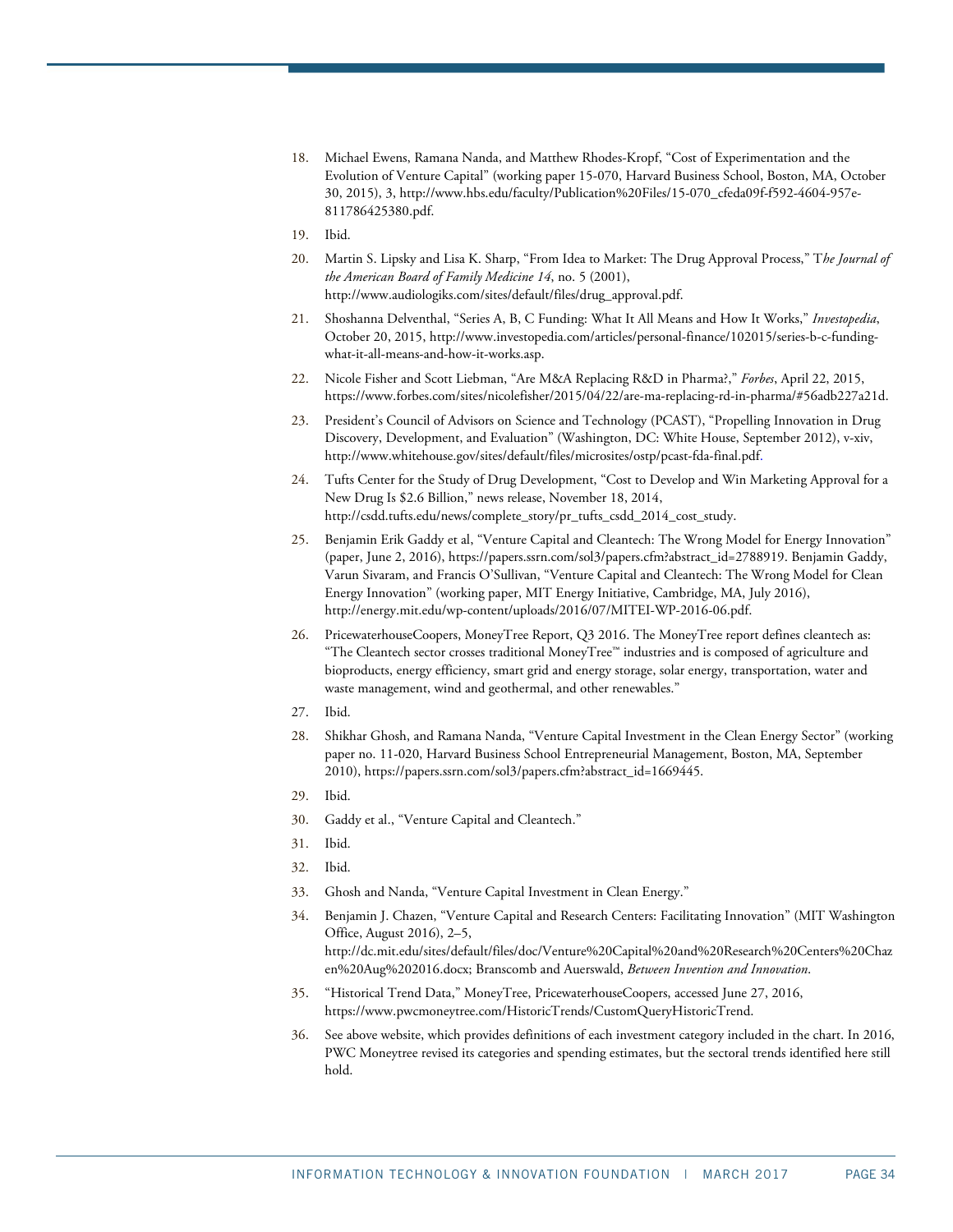18. Michael Ewens, Ramana Nanda, and Matthew Rhodes-Kropf, "Cost of Experimentation and the Evolution of Venture Capital" (working paper 15-070, Harvard Business School, Boston, MA, October 30, 2015), 3, http://www.hbs.edu/faculty/Publication%20Files/15-070_cfeda09f-f592-4604-957e-811786425380.pdf.
19. Ibid.
20. Martin S. Lipsky and Lisa K. Sharp, "From Idea to Market: The Drug Approval Process," T*he Journal of the American Board of Family Medicine 14*, no. 5 (2001), http://www.audiologiks.com/sites/default/files/drug_approval.pdf.
21. Shoshanna Delventhal, "Series A, B, C Funding: What It All Means and How It Works," *Investopedia*, October 20, 2015, http://www.investopedia.com/articles/personal-finance/102015/series-b-c-funding-what-it-all-means-and-how-it-works.asp.
22. Nicole Fisher and Scott Liebman, "Are M&A Replacing R&D in Pharma?," *Forbes*, April 22, 2015, https://www.forbes.com/sites/nicolefisher/2015/04/22/are-ma-replacing-rd-in-pharma/#56adb227a21d.
23. President's Council of Advisors on Science and Technology (PCAST), "Propelling Innovation in Drug Discovery, Development, and Evaluation" (Washington, DC: White House, September 2012), v-xiv, http://www.whitehouse.gov/sites/default/files/microsites/ostp/pcast-fda-final.pdf.
24. Tufts Center for the Study of Drug Development, "Cost to Develop and Win Marketing Approval for a New Drug Is $2.6 Billion," news release, November 18, 2014, http://csdd.tufts.edu/news/complete_story/pr_tufts_csdd_2014_cost_study.
25. Benjamin Erik Gaddy et al, "Venture Capital and Cleantech: The Wrong Model for Energy Innovation" (paper, June 2, 2016), https://papers.ssrn.com/sol3/papers.cfm?abstract_id=2788919. Benjamin Gaddy, Varun Sivaram, and Francis O'Sullivan, "Venture Capital and Cleantech: The Wrong Model for Clean Energy Innovation" (working paper, MIT Energy Initiative, Cambridge, MA, July 2016), http://energy.mit.edu/wp-content/uploads/2016/07/MITEI-WP-2016-06.pdf.
26. PricewaterhouseCoopers, MoneyTree Report, Q3 2016. The MoneyTree report defines cleantech as: "The Cleantech sector crosses traditional MoneyTree™ industries and is composed of agriculture and bioproducts, energy efficiency, smart grid and energy storage, solar energy, transportation, water and waste management, wind and geothermal, and other renewables."
27. Ibid.
28. Shikhar Ghosh, and Ramana Nanda, "Venture Capital Investment in the Clean Energy Sector" (working paper no. 11-020, Harvard Business School Entrepreneurial Management, Boston, MA, September 2010), https://papers.ssrn.com/sol3/papers.cfm?abstract_id=1669445.
29. Ibid.
30. Gaddy et al., "Venture Capital and Cleantech."
31. Ibid.
32. Ibid.
33. Ghosh and Nanda, "Venture Capital Investment in Clean Energy."
34. Benjamin J. Chazen, "Venture Capital and Research Centers: Facilitating Innovation" (MIT Washington Office, August 2016), 2–5, http://dc.mit.edu/sites/default/files/doc/Venture%20Capital%20and%20Research%20Centers%20Chazen%20Aug%202016.docx; Branscomb and Auerswald, *Between Invention and Innovation*.
35. "Historical Trend Data," MoneyTree, PricewaterhouseCoopers, accessed June 27, 2016, https://www.pwcmoneytree.com/HistoricTrends/CustomQueryHistoricTrend.
36. See above website, which provides definitions of each investment category included in the chart. In 2016, PWC Moneytree revised its categories and spending estimates, but the sectoral trends identified here still hold.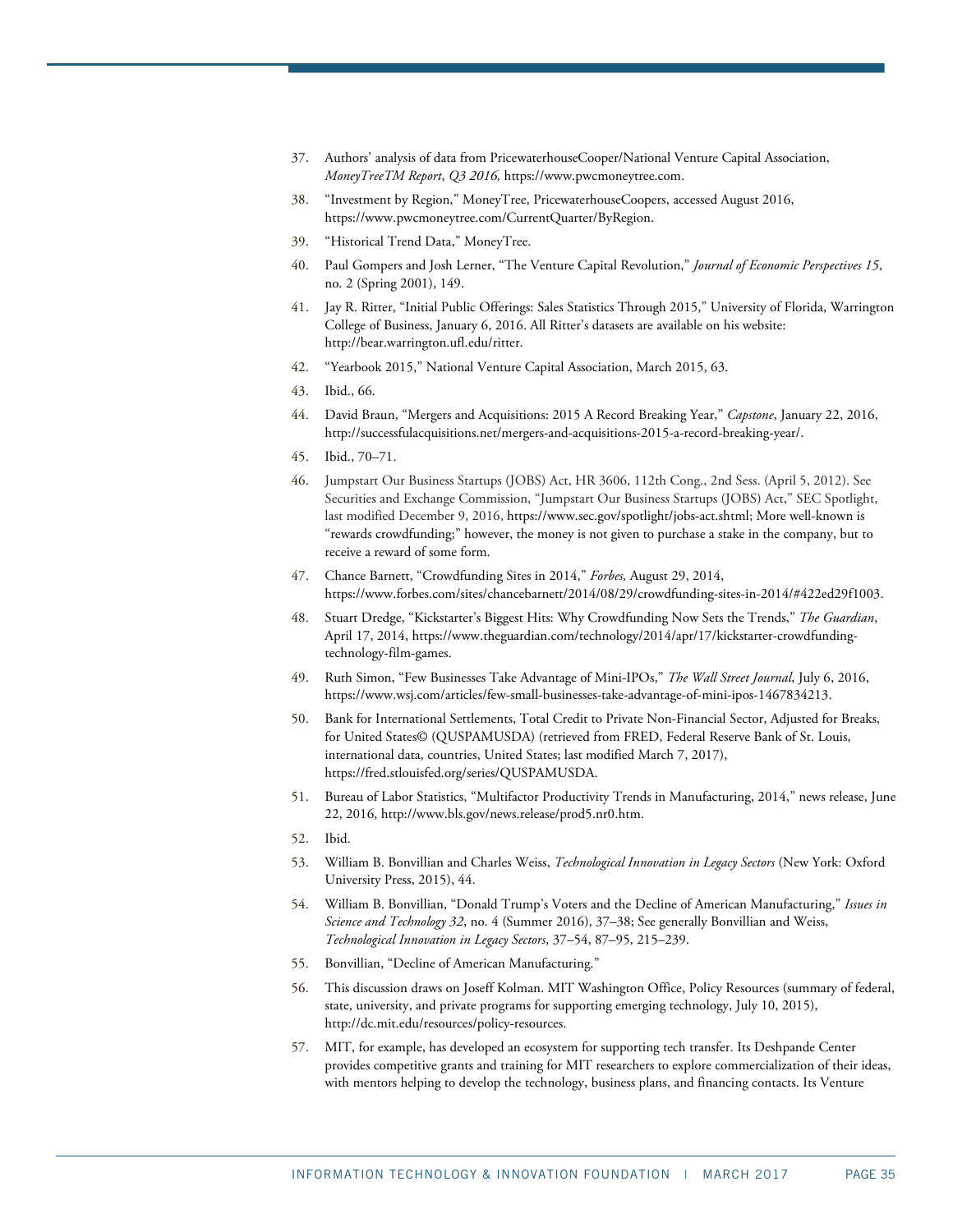37. Authors' analysis of data from PricewaterhouseCooper/National Venture Capital Association, *MoneyTreeTM Report*, *Q3 2016,* https://www.pwcmoneytree.com.

38. "Investment by Region," MoneyTree, PricewaterhouseCoopers, accessed August 2016, https://www.pwcmoneytree.com/CurrentQuarter/ByRegion.

39. "Historical Trend Data," MoneyTree.

40. Paul Gompers and Josh Lerner, "The Venture Capital Revolution," *Journal of Economic Perspectives 15*, no. 2 (Spring 2001), 149.

41. Jay R. Ritter, "Initial Public Offerings: Sales Statistics Through 2015," University of Florida, Warrington College of Business, January 6, 2016. All Ritter's datasets are available on his website: http://bear.warrington.ufl.edu/ritter.

42. "Yearbook 2015," National Venture Capital Association, March 2015, 63.

43. Ibid., 66.

44. David Braun, "Mergers and Acquisitions: 2015 A Record Breaking Year," *Capstone*, January 22, 2016, http://successfulacquisitions.net/mergers-and-acquisitions-2015-a-record-breaking-year/.

45. Ibid., 70–71.

46. Jumpstart Our Business Startups (JOBS) Act, HR 3606, 112th Cong., 2nd Sess. (April 5, 2012). See Securities and Exchange Commission, "Jumpstart Our Business Startups (JOBS) Act," SEC Spotlight, last modified December 9, 2016, https://www.sec.gov/spotlight/jobs-act.shtml; More well-known is "rewards crowdfunding;" however, the money is not given to purchase a stake in the company, but to receive a reward of some form.

47. Chance Barnett, "Crowdfunding Sites in 2014," *Forbes,* August 29, 2014, https://www.forbes.com/sites/chancebarnett/2014/08/29/crowdfunding-sites-in-2014/#422ed29f1003.

48. Stuart Dredge, "Kickstarter's Biggest Hits: Why Crowdfunding Now Sets the Trends," *The Guardian*, April 17, 2014, https://www.theguardian.com/technology/2014/apr/17/kickstarter-crowdfunding-technology-film-games.

49. Ruth Simon, "Few Businesses Take Advantage of Mini-IPOs," *The Wall Street Journal*, July 6, 2016, https://www.wsj.com/articles/few-small-businesses-take-advantage-of-mini-ipos-1467834213.

50. Bank for International Settlements, Total Credit to Private Non-Financial Sector, Adjusted for Breaks, for United States© (QUSPAMUSDA) (retrieved from FRED, Federal Reserve Bank of St. Louis, international data, countries, United States; last modified March 7, 2017), https://fred.stlouisfed.org/series/QUSPAMUSDA.

51. Bureau of Labor Statistics, "Multifactor Productivity Trends in Manufacturing, 2014," news release, June 22, 2016, http://www.bls.gov/news.release/prod5.nr0.htm.

52. Ibid.

53. William B. Bonvillian and Charles Weiss, *Technological Innovation in Legacy Sectors* (New York: Oxford University Press, 2015), 44.

54. William B. Bonvillian, "Donald Trump's Voters and the Decline of American Manufacturing," *Issues in Science and Technology 32*, no. 4 (Summer 2016), 37–38; See generally Bonvillian and Weiss, *Technological Innovation in Legacy Sectors*, 37–54, 87–95, 215–239.

55. Bonvillian, "Decline of American Manufacturing."

56. This discussion draws on Joseff Kolman. MIT Washington Office, Policy Resources (summary of federal, state, university, and private programs for supporting emerging technology, July 10, 2015), http://dc.mit.edu/resources/policy-resources.

57. MIT, for example, has developed an ecosystem for supporting tech transfer. Its Deshpande Center provides competitive grants and training for MIT researchers to explore commercialization of their ideas, with mentors helping to develop the technology, business plans, and financing contacts. Its Venture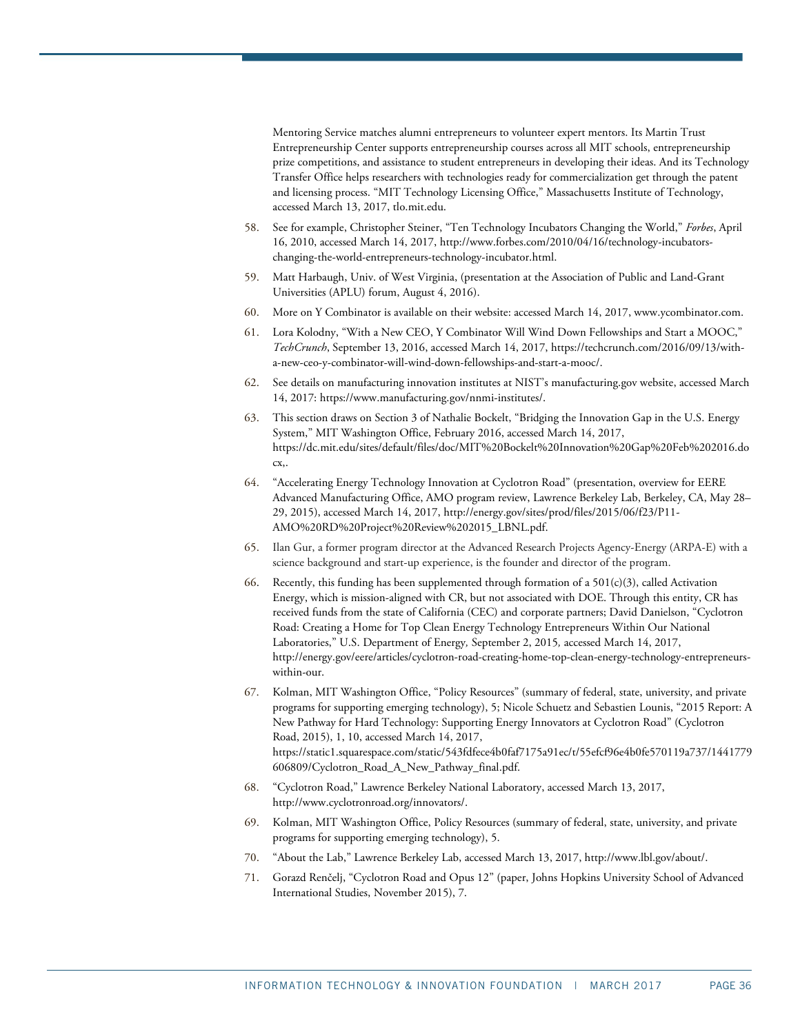Mentoring Service matches alumni entrepreneurs to volunteer expert mentors. Its Martin Trust Entrepreneurship Center supports entrepreneurship courses across all MIT schools, entrepreneurship prize competitions, and assistance to student entrepreneurs in developing their ideas. And its Technology Transfer Office helps researchers with technologies ready for commercialization get through the patent and licensing process. "MIT Technology Licensing Office," Massachusetts Institute of Technology, accessed March 13, 2017, tlo.mit.edu.

58. See for example, Christopher Steiner, "Ten Technology Incubators Changing the World," *Forbes*, April 16, 2010, accessed March 14, 2017, http://www.forbes.com/2010/04/16/technology-incubators-changing-the-world-entrepreneurs-technology-incubator.html.

59. Matt Harbaugh, Univ. of West Virginia, (presentation at the Association of Public and Land-Grant Universities (APLU) forum, August 4, 2016).

60. More on Y Combinator is available on their website: accessed March 14, 2017, www.ycombinator.com.

61. Lora Kolodny, "With a New CEO, Y Combinator Will Wind Down Fellowships and Start a MOOC," *TechCrunch*, September 13, 2016, accessed March 14, 2017, https://techcrunch.com/2016/09/13/with-a-new-ceo-y-combinator-will-wind-down-fellowships-and-start-a-mooc/.

62. See details on manufacturing innovation institutes at NIST's manufacturing.gov website, accessed March 14, 2017: https://www.manufacturing.gov/nnmi-institutes/.

63. This section draws on Section 3 of Nathalie Bockelt, "Bridging the Innovation Gap in the U.S. Energy System," MIT Washington Office, February 2016, accessed March 14, 2017, https://dc.mit.edu/sites/default/files/doc/MIT%20Bockelt%20Innovation%20Gap%20Feb%202016.docx,.

64. "Accelerating Energy Technology Innovation at Cyclotron Road" (presentation, overview for EERE Advanced Manufacturing Office, AMO program review, Lawrence Berkeley Lab, Berkeley, CA, May 28–29, 2015), accessed March 14, 2017, http://energy.gov/sites/prod/files/2015/06/f23/P11-AMO%20RD%20Project%20Review%202015_LBNL.pdf.

65. Ilan Gur, a former program director at the Advanced Research Projects Agency-Energy (ARPA-E) with a science background and start-up experience, is the founder and director of the program.

66. Recently, this funding has been supplemented through formation of a 501(c)(3), called Activation Energy, which is mission-aligned with CR, but not associated with DOE. Through this entity, CR has received funds from the state of California (CEC) and corporate partners; David Danielson, "Cyclotron Road: Creating a Home for Top Clean Energy Technology Entrepreneurs Within Our National Laboratories," U.S. Department of Energy*,* September 2, 2015*,* accessed March 14, 2017, http://energy.gov/eere/articles/cyclotron-road-creating-home-top-clean-energy-technology-entrepreneurs-within-our.

67. Kolman, MIT Washington Office, "Policy Resources" (summary of federal, state, university, and private programs for supporting emerging technology), 5; Nicole Schuetz and Sebastien Lounis, "2015 Report: A New Pathway for Hard Technology: Supporting Energy Innovators at Cyclotron Road" (Cyclotron Road, 2015), 1, 10, accessed March 14, 2017, https://static1.squarespace.com/static/543fdfece4b0faf7175a91ec/t/55efcf96e4b0fe570119a737/1441779606809/Cyclotron_Road_A_New_Pathway_final.pdf.

68. "Cyclotron Road," Lawrence Berkeley National Laboratory, accessed March 13, 2017, http://www.cyclotronroad.org/innovators/.

69. Kolman, MIT Washington Office, Policy Resources (summary of federal, state, university, and private programs for supporting emerging technology), 5.

70. "About the Lab," Lawrence Berkeley Lab, accessed March 13, 2017, http://www.lbl.gov/about/.

71. Gorazd Renčelj, "Cyclotron Road and Opus 12" (paper, Johns Hopkins University School of Advanced International Studies, November 2015), 7.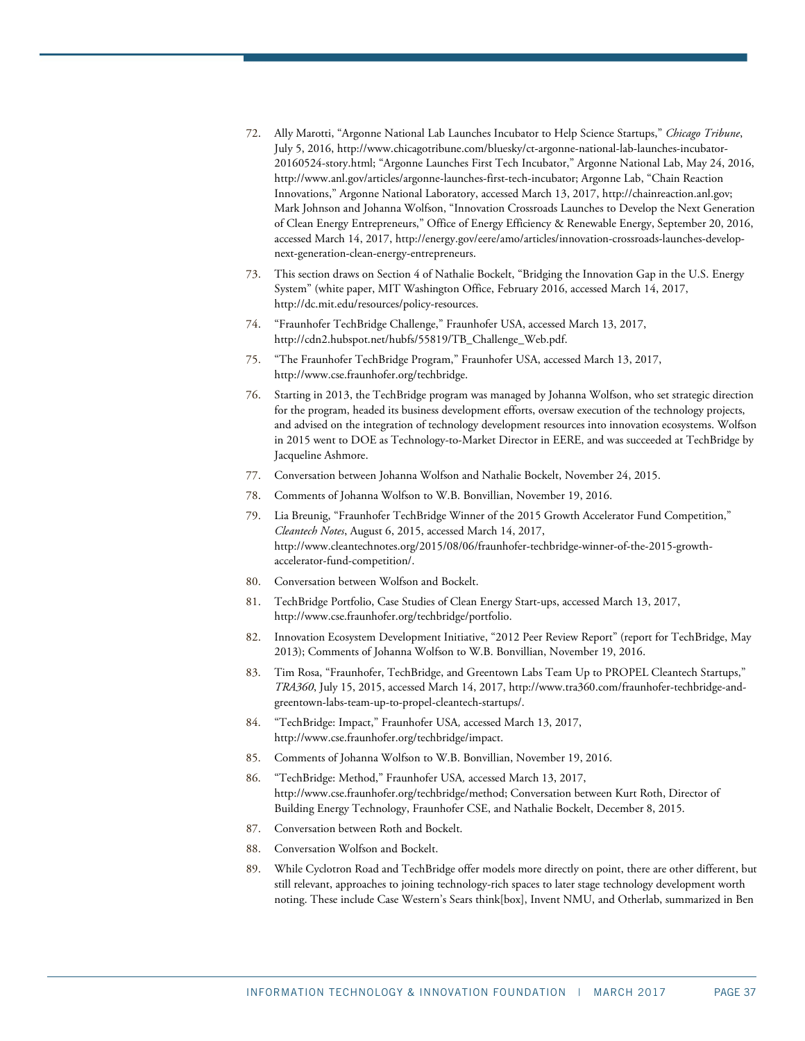72. Ally Marotti, "Argonne National Lab Launches Incubator to Help Science Startups," *Chicago Tribune*, July 5, 2016, http://www.chicagotribune.com/bluesky/ct-argonne-national-lab-launches-incubator-20160524-story.html; "Argonne Launches First Tech Incubator," Argonne National Lab, May 24, 2016, http://www.anl.gov/articles/argonne-launches-first-tech-incubator; Argonne Lab, "Chain Reaction Innovations," Argonne National Laboratory, accessed March 13, 2017, http://chainreaction.anl.gov; Mark Johnson and Johanna Wolfson, "Innovation Crossroads Launches to Develop the Next Generation of Clean Energy Entrepreneurs," Office of Energy Efficiency & Renewable Energy, September 20, 2016, accessed March 14, 2017, http://energy.gov/eere/amo/articles/innovation-crossroads-launches-develop-next-generation-clean-energy-entrepreneurs.
73. This section draws on Section 4 of Nathalie Bockelt, "Bridging the Innovation Gap in the U.S. Energy System" (white paper, MIT Washington Office, February 2016, accessed March 14, 2017, http://dc.mit.edu/resources/policy-resources.
74. "Fraunhofer TechBridge Challenge," Fraunhofer USA, accessed March 13, 2017, http://cdn2.hubspot.net/hubfs/55819/TB_Challenge_Web.pdf.
75. "The Fraunhofer TechBridge Program," Fraunhofer USA, accessed March 13, 2017, http://www.cse.fraunhofer.org/techbridge.
76. Starting in 2013, the TechBridge program was managed by Johanna Wolfson, who set strategic direction for the program, headed its business development efforts, oversaw execution of the technology projects, and advised on the integration of technology development resources into innovation ecosystems. Wolfson in 2015 went to DOE as Technology-to-Market Director in EERE, and was succeeded at TechBridge by Jacqueline Ashmore.
77. Conversation between Johanna Wolfson and Nathalie Bockelt, November 24, 2015.
78. Comments of Johanna Wolfson to W.B. Bonvillian, November 19, 2016.
79. Lia Breunig, "Fraunhofer TechBridge Winner of the 2015 Growth Accelerator Fund Competition," *Cleantech Notes*, August 6, 2015, accessed March 14, 2017, http://www.cleantechnotes.org/2015/08/06/fraunhofer-techbridge-winner-of-the-2015-growth-accelerator-fund-competition/.
80. Conversation between Wolfson and Bockelt.
81. TechBridge Portfolio, Case Studies of Clean Energy Start-ups, accessed March 13, 2017, http://www.cse.fraunhofer.org/techbridge/portfolio.
82. Innovation Ecosystem Development Initiative, "2012 Peer Review Report" (report for TechBridge, May 2013); Comments of Johanna Wolfson to W.B. Bonvillian, November 19, 2016.
83. Tim Rosa, "Fraunhofer, TechBridge, and Greentown Labs Team Up to PROPEL Cleantech Startups," *TRA360*, July 15, 2015, accessed March 14, 2017, http://www.tra360.com/fraunhofer-techbridge-and-greentown-labs-team-up-to-propel-cleantech-startups/.
84. "TechBridge: Impact," Fraunhofer USA, accessed March 13, 2017, http://www.cse.fraunhofer.org/techbridge/impact.
85. Comments of Johanna Wolfson to W.B. Bonvillian, November 19, 2016.
86. "TechBridge: Method," Fraunhofer USA, accessed March 13, 2017, http://www.cse.fraunhofer.org/techbridge/method; Conversation between Kurt Roth, Director of Building Energy Technology, Fraunhofer CSE, and Nathalie Bockelt, December 8, 2015.
87. Conversation between Roth and Bockelt.
88. Conversation Wolfson and Bockelt.
89. While Cyclotron Road and TechBridge offer models more directly on point, there are other different, but still relevant, approaches to joining technology-rich spaces to later stage technology development worth noting. These include Case Western's Sears think[box], Invent NMU, and Otherlab, summarized in Ben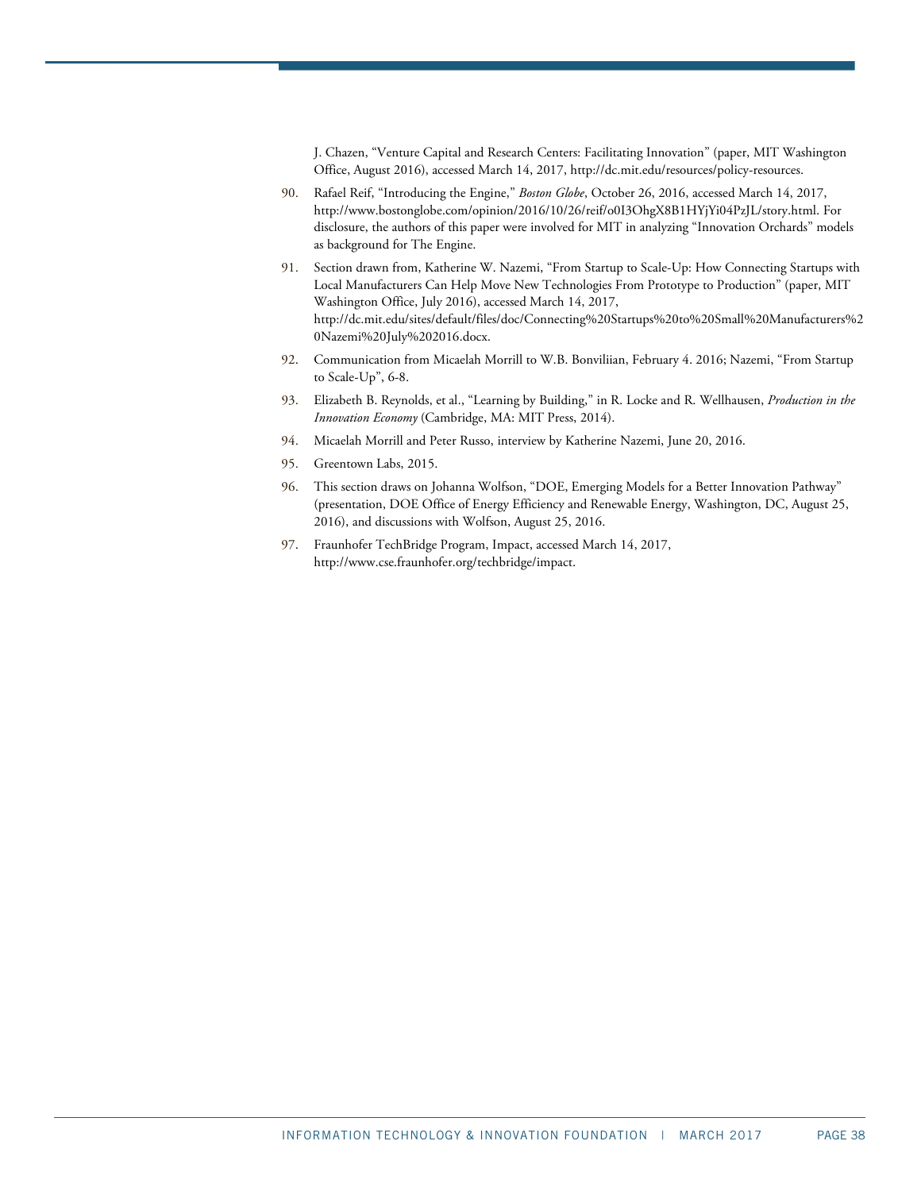J. Chazen, "Venture Capital and Research Centers: Facilitating Innovation" (paper, MIT Washington Office, August 2016), accessed March 14, 2017, http://dc.mit.edu/resources/policy-resources.

90. Rafael Reif, "Introducing the Engine," *Boston Globe*, October 26, 2016, accessed March 14, 2017, http://www.bostonglobe.com/opinion/2016/10/26/reif/o0I3OhgX8B1HYjYi04PzJL/story.html. For disclosure, the authors of this paper were involved for MIT in analyzing "Innovation Orchards" models as background for The Engine.
91. Section drawn from, Katherine W. Nazemi, "From Startup to Scale-Up: How Connecting Startups with Local Manufacturers Can Help Move New Technologies From Prototype to Production" (paper, MIT Washington Office, July 2016), accessed March 14, 2017, http://dc.mit.edu/sites/default/files/doc/Connecting%20Startups%20to%20Small%20Manufacturers%20Nazemi%20July%202016.docx.
92. Communication from Micaelah Morrill to W.B. Bonviliian, February 4. 2016; Nazemi, "From Startup to Scale-Up", 6-8.
93. Elizabeth B. Reynolds, et al., "Learning by Building," in R. Locke and R. Wellhausen, *Production in the Innovation Economy* (Cambridge, MA: MIT Press, 2014).
94. Micaelah Morrill and Peter Russo, interview by Katherine Nazemi, June 20, 2016.
95. Greentown Labs, 2015.
96. This section draws on Johanna Wolfson, "DOE, Emerging Models for a Better Innovation Pathway" (presentation, DOE Office of Energy Efficiency and Renewable Energy, Washington, DC, August 25, 2016), and discussions with Wolfson, August 25, 2016.
97. Fraunhofer TechBridge Program, Impact, accessed March 14, 2017, http://www.cse.fraunhofer.org/techbridge/impact.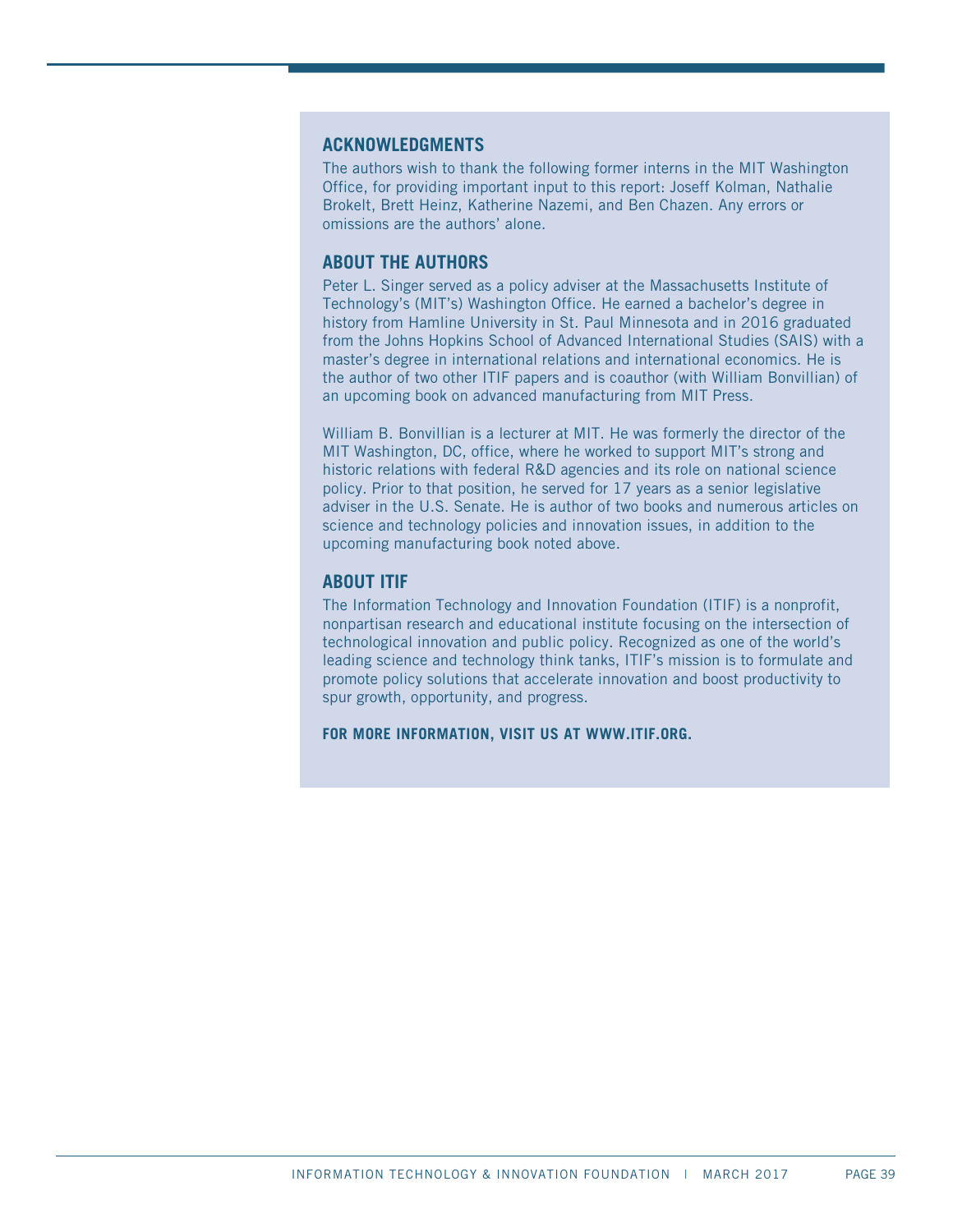## ACKNOWLEDGMENTS

The authors wish to thank the following former interns in the MIT Washington Office, for providing important input to this report: Joseff Kolman, Nathalie Brokelt, Brett Heinz, Katherine Nazemi, and Ben Chazen. Any errors or omissions are the authors' alone.

## ABOUT THE AUTHORS

Peter L. Singer served as a policy adviser at the Massachusetts Institute of Technology's (MIT's) Washington Office. He earned a bachelor's degree in history from Hamline University in St. Paul Minnesota and in 2016 graduated from the Johns Hopkins School of Advanced International Studies (SAIS) with a master's degree in international relations and international economics. He is the author of two other ITIF papers and is coauthor (with William Bonvillian) of an upcoming book on advanced manufacturing from MIT Press.

William B. Bonvillian is a lecturer at MIT. He was formerly the director of the MIT Washington, DC, office, where he worked to support MIT's strong and historic relations with federal R&D agencies and its role on national science policy. Prior to that position, he served for 17 years as a senior legislative adviser in the U.S. Senate. He is author of two books and numerous articles on science and technology policies and innovation issues, in addition to the upcoming manufacturing book noted above.

## ABOUT ITIF

The Information Technology and Innovation Foundation (ITIF) is a nonprofit, nonpartisan research and educational institute focusing on the intersection of technological innovation and public policy. Recognized as one of the world's leading science and technology think tanks, ITIF's mission is to formulate and promote policy solutions that accelerate innovation and boost productivity to spur growth, opportunity, and progress.

**FOR MORE INFORMATION, VISIT US AT WWW.ITIF.ORG.**